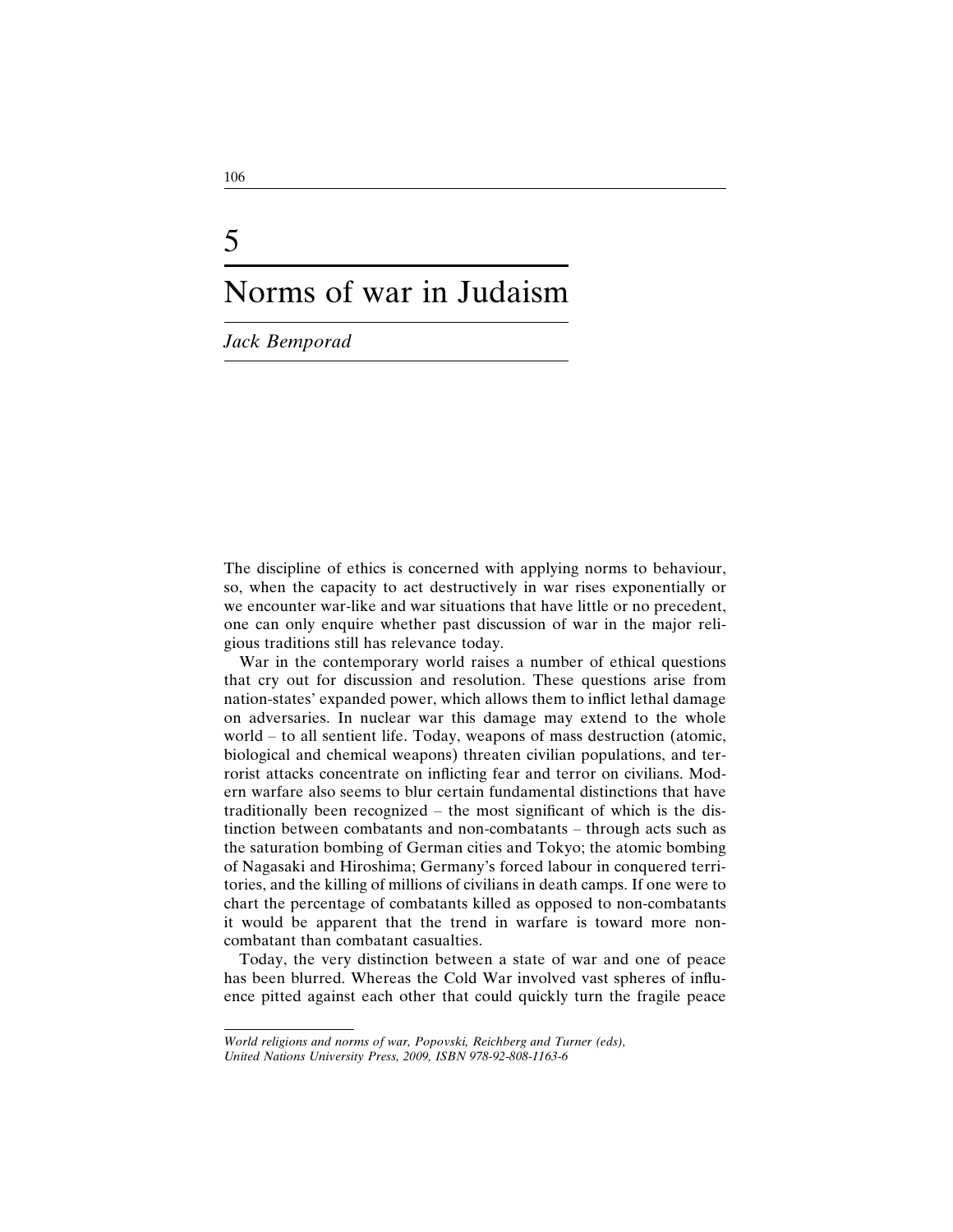# 5

# Norms of war in Judaism

*Jack Bemporad*

The discipline of ethics is concerned with applying norms to behaviour, so, when the capacity to act destructively in war rises exponentially or we encounter war-like and war situations that have little or no precedent, one can only enquire whether past discussion of war in the major religious traditions still has relevance today.

War in the contemporary world raises a number of ethical questions that cry out for discussion and resolution. These questions arise from nation-states' expanded power, which allows them to inflict lethal damage on adversaries. In nuclear war this damage may extend to the whole world – to all sentient life. Today, weapons of mass destruction (atomic, biological and chemical weapons) threaten civilian populations, and terrorist attacks concentrate on inflicting fear and terror on civilians. Modern warfare also seems to blur certain fundamental distinctions that have traditionally been recognized – the most significant of which is the distinction between combatants and non-combatants – through acts such as the saturation bombing of German cities and Tokyo; the atomic bombing of Nagasaki and Hiroshima; Germany's forced labour in conquered territories, and the killing of millions of civilians in death camps. If one were to chart the percentage of combatants killed as opposed to non-combatants it would be apparent that the trend in warfare is toward more non-combatant than combatant casualties.

Today, the very distinction between a state of war and one of peace has been blurred. Whereas the Cold War involved vast spheres of influence pitted against each other that could quickly turn the fragile peace

---

*World religions and norms of war, Popovski, Reichberg and Turner (eds), United Nations University Press, 2009, ISBN 978-92-808-1163-6*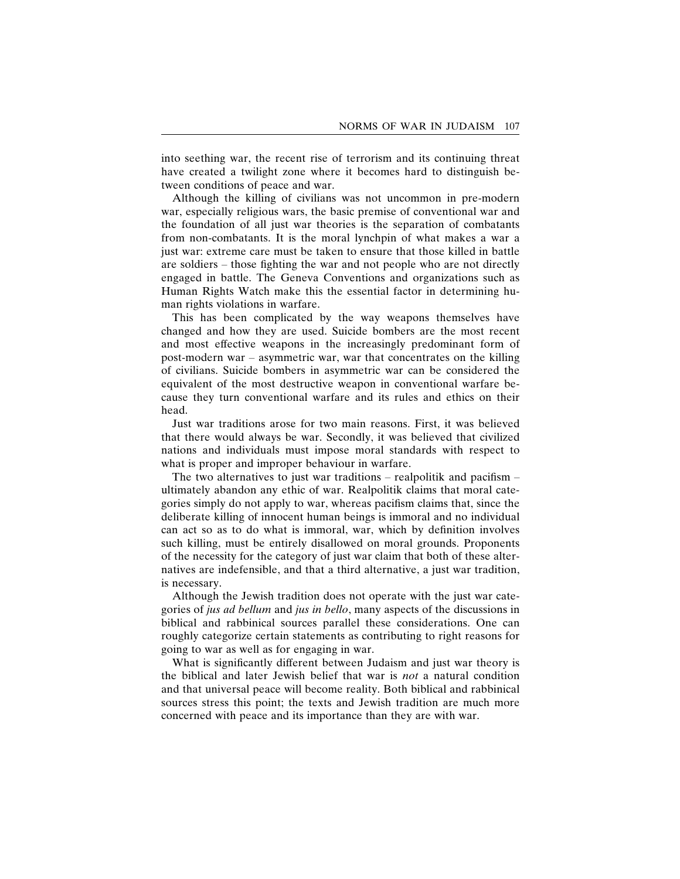into seething war, the recent rise of terrorism and its continuing threat have created a twilight zone where it becomes hard to distinguish between conditions of peace and war.

Although the killing of civilians was not uncommon in pre-modern war, especially religious wars, the basic premise of conventional war and the foundation of all just war theories is the separation of combatants from non-combatants. It is the moral lynchpin of what makes a war a just war: extreme care must be taken to ensure that those killed in battle are soldiers – those fighting the war and not people who are not directly engaged in battle. The Geneva Conventions and organizations such as Human Rights Watch make this the essential factor in determining human rights violations in warfare.

This has been complicated by the way weapons themselves have changed and how they are used. Suicide bombers are the most recent and most effective weapons in the increasingly predominant form of post-modern war – asymmetric war, war that concentrates on the killing of civilians. Suicide bombers in asymmetric war can be considered the equivalent of the most destructive weapon in conventional warfare because they turn conventional warfare and its rules and ethics on their head.

Just war traditions arose for two main reasons. First, it was believed that there would always be war. Secondly, it was believed that civilized nations and individuals must impose moral standards with respect to what is proper and improper behaviour in warfare.

The two alternatives to just war traditions – realpolitik and pacifism – ultimately abandon any ethic of war. Realpolitik claims that moral categories simply do not apply to war, whereas pacifism claims that, since the deliberate killing of innocent human beings is immoral and no individual can act so as to do what is immoral, war, which by definition involves such killing, must be entirely disallowed on moral grounds. Proponents of the necessity for the category of just war claim that both of these alternatives are indefensible, and that a third alternative, a just war tradition, is necessary.

Although the Jewish tradition does not operate with the just war categories of *jus ad bellum* and *jus in bello*, many aspects of the discussions in biblical and rabbinical sources parallel these considerations. One can roughly categorize certain statements as contributing to right reasons for going to war as well as for engaging in war.

What is significantly different between Judaism and just war theory is the biblical and later Jewish belief that war is *not* a natural condition and that universal peace will become reality. Both biblical and rabbinical sources stress this point; the texts and Jewish tradition are much more concerned with peace and its importance than they are with war.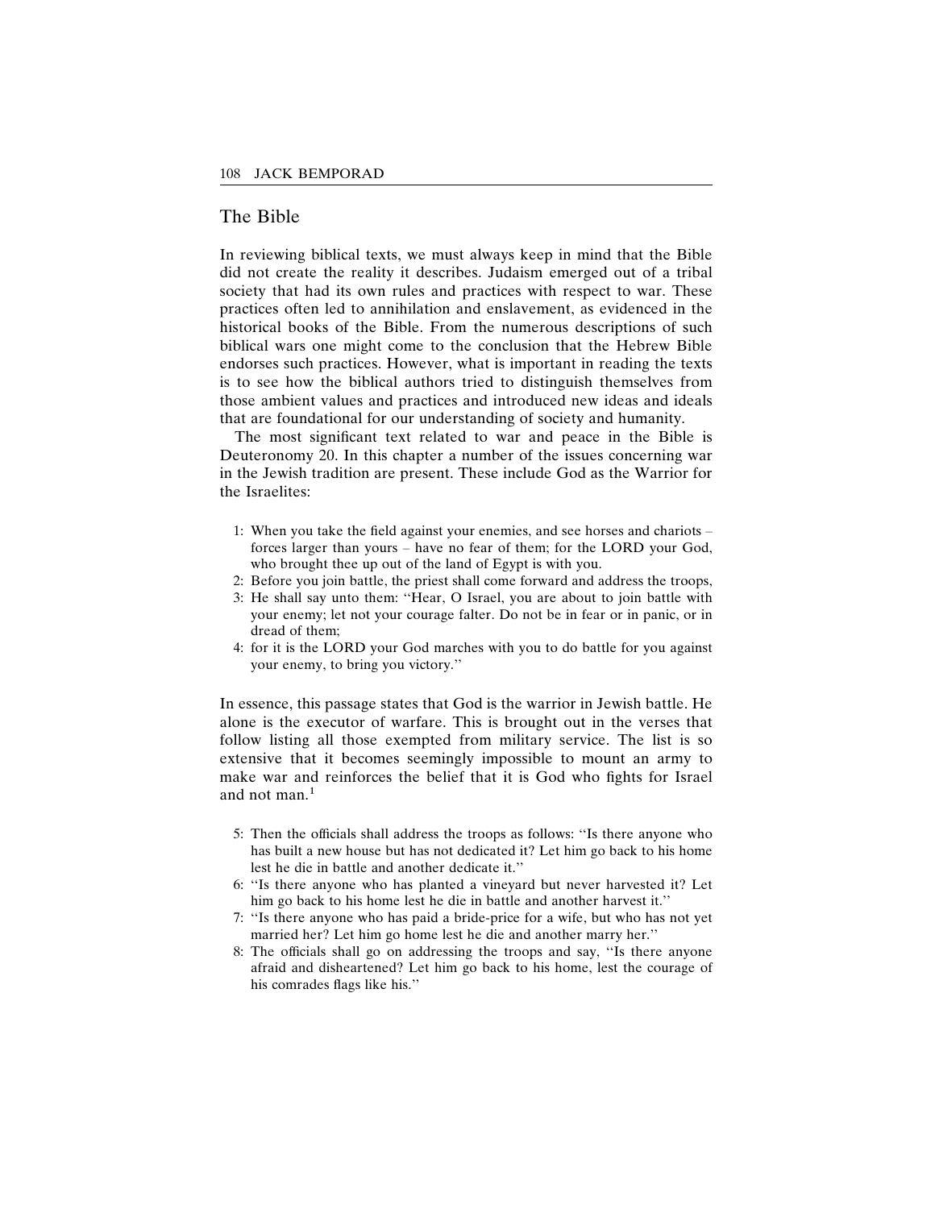## The Bible

In reviewing biblical texts, we must always keep in mind that the Bible did not create the reality it describes. Judaism emerged out of a tribal society that had its own rules and practices with respect to war. These practices often led to annihilation and enslavement, as evidenced in the historical books of the Bible. From the numerous descriptions of such biblical wars one might come to the conclusion that the Hebrew Bible endorses such practices. However, what is important in reading the texts is to see how the biblical authors tried to distinguish themselves from those ambient values and practices and introduced new ideas and ideals that are foundational for our understanding of society and humanity.

The most significant text related to war and peace in the Bible is Deuteronomy 20. In this chapter a number of the issues concerning war in the Jewish tradition are present. These include God as the Warrior for the Israelites:

> 1: When you take the field against your enemies, and see horses and chariots – forces larger than yours – have no fear of them; for the LORD your God, who brought thee up out of the land of Egypt is with you.
> 2: Before you join battle, the priest shall come forward and address the troops,
> 3: He shall say unto them: "Hear, O Israel, you are about to join battle with your enemy; let not your courage falter. Do not be in fear or in panic, or in dread of them;
> 4: for it is the LORD your God marches with you to do battle for you against your enemy, to bring you victory."

In essence, this passage states that God is the warrior in Jewish battle. He alone is the executor of warfare. This is brought out in the verses that follow listing all those exempted from military service. The list is so extensive that it becomes seemingly impossible to mount an army to make war and reinforces the belief that it is God who fights for Israel and not man.[1]

> 5: Then the officials shall address the troops as follows: "Is there anyone who has built a new house but has not dedicated it? Let him go back to his home lest he die in battle and another dedicate it."
> 6: "Is there anyone who has planted a vineyard but never harvested it? Let him go back to his home lest he die in battle and another harvest it."
> 7: "Is there anyone who has paid a bride-price for a wife, but who has not yet married her? Let him go home lest he die and another marry her."
> 8: The officials shall go on addressing the troops and say, "Is there anyone afraid and disheartened? Let him go back to his home, lest the courage of his comrades flags like his."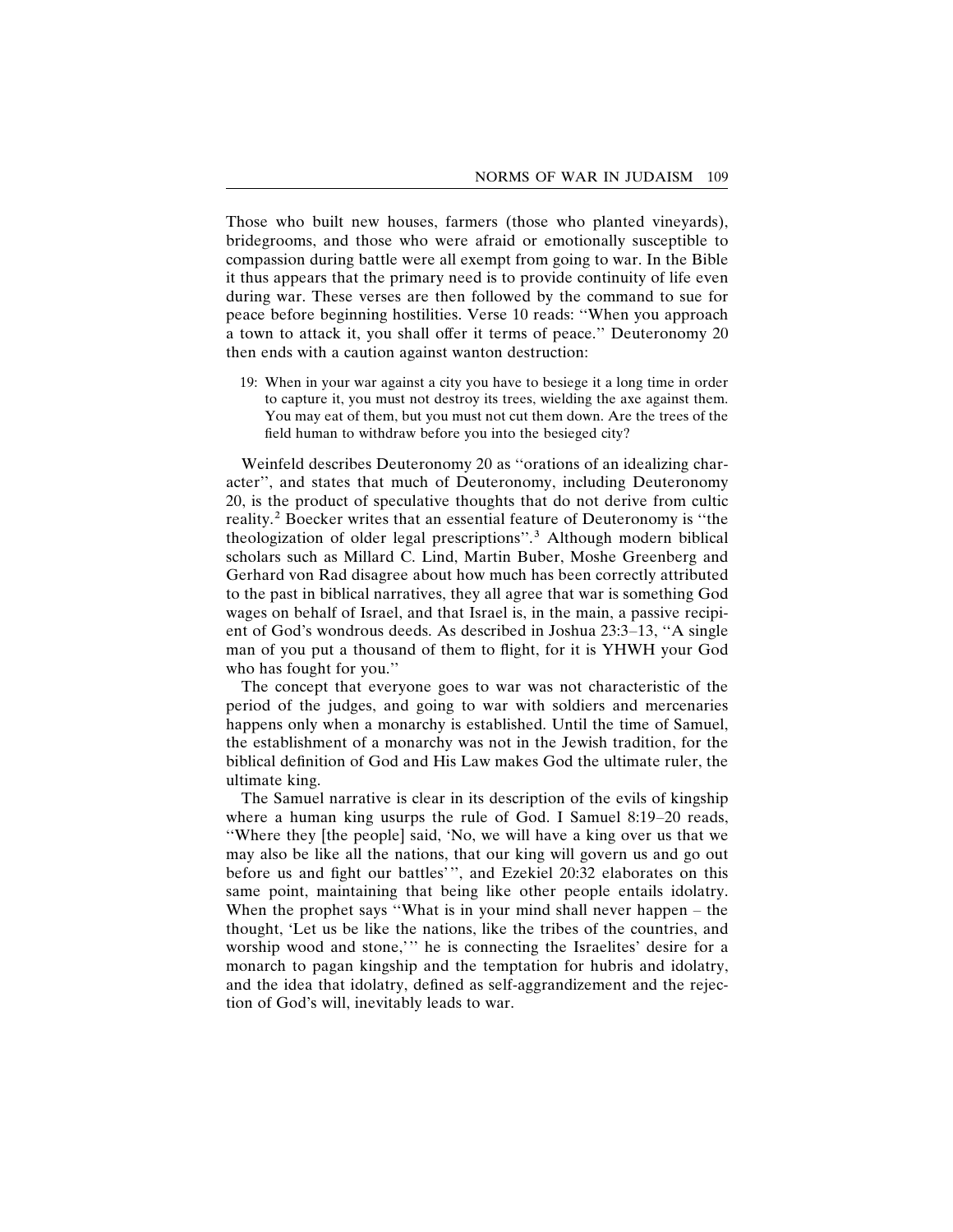Those who built new houses, farmers (those who planted vineyards), bridegrooms, and those who were afraid or emotionally susceptible to compassion during battle were all exempt from going to war. In the Bible it thus appears that the primary need is to provide continuity of life even during war. These verses are then followed by the command to sue for peace before beginning hostilities. Verse 10 reads: ''When you approach a town to attack it, you shall offer it terms of peace.'' Deuteronomy 20 then ends with a caution against wanton destruction:

> 19: When in your war against a city you have to besiege it a long time in order to capture it, you must not destroy its trees, wielding the axe against them. You may eat of them, but you must not cut them down. Are the trees of the field human to withdraw before you into the besieged city?

Weinfeld describes Deuteronomy 20 as ''orations of an idealizing character'', and states that much of Deuteronomy, including Deuteronomy 20, is the product of speculative thoughts that do not derive from cultic reality.[2] Boecker writes that an essential feature of Deuteronomy is ''the theologization of older legal prescriptions''.[3] Although modern biblical scholars such as Millard C. Lind, Martin Buber, Moshe Greenberg and Gerhard von Rad disagree about how much has been correctly attributed to the past in biblical narratives, they all agree that war is something God wages on behalf of Israel, and that Israel is, in the main, a passive recipient of God's wondrous deeds. As described in Joshua 23:3–13, ''A single man of you put a thousand of them to flight, for it is YHWH your God who has fought for you.''

The concept that everyone goes to war was not characteristic of the period of the judges, and going to war with soldiers and mercenaries happens only when a monarchy is established. Until the time of Samuel, the establishment of a monarchy was not in the Jewish tradition, for the biblical definition of God and His Law makes God the ultimate ruler, the ultimate king.

The Samuel narrative is clear in its description of the evils of kingship where a human king usurps the rule of God. I Samuel 8:19–20 reads, ''Where they [the people] said, 'No, we will have a king over us that we may also be like all the nations, that our king will govern us and go out before us and fight our battles' '', and Ezekiel 20:32 elaborates on this same point, maintaining that being like other people entails idolatry. When the prophet says ''What is in your mind shall never happen – the thought, 'Let us be like the nations, like the tribes of the countries, and worship wood and stone,' '' he is connecting the Israelites' desire for a monarch to pagan kingship and the temptation for hubris and idolatry, and the idea that idolatry, defined as self-aggrandizement and the rejection of God's will, inevitably leads to war.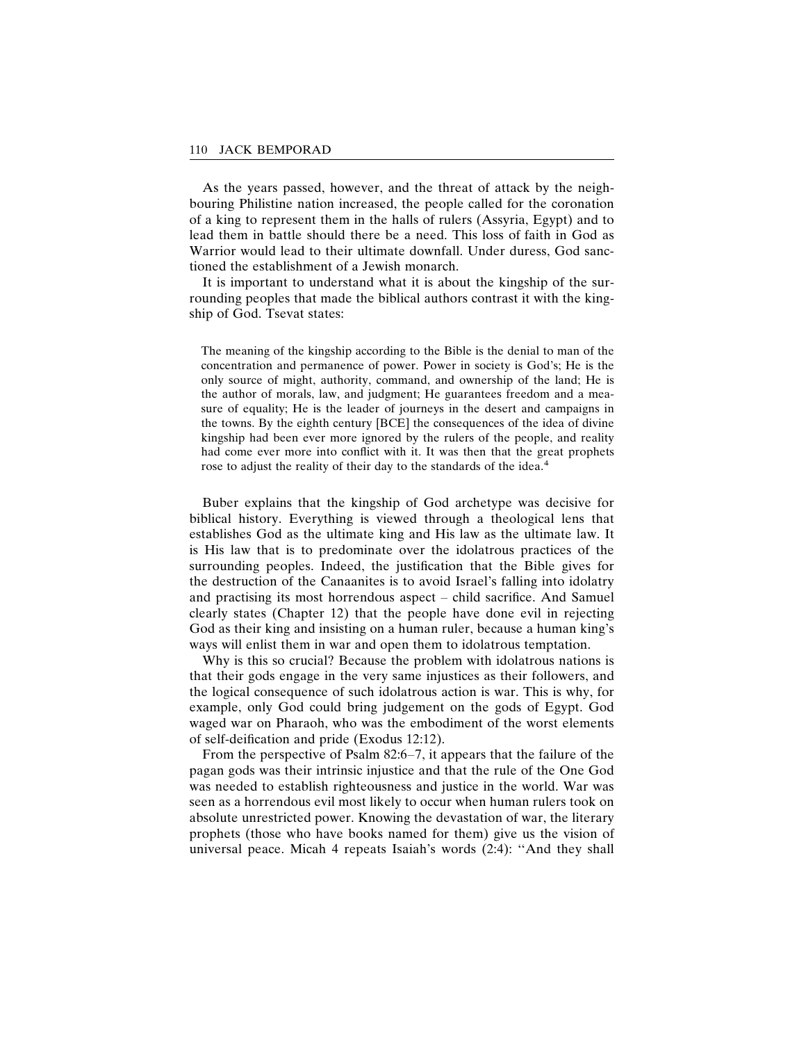As the years passed, however, and the threat of attack by the neighbouring Philistine nation increased, the people called for the coronation of a king to represent them in the halls of rulers (Assyria, Egypt) and to lead them in battle should there be a need. This loss of faith in God as Warrior would lead to their ultimate downfall. Under duress, God sanctioned the establishment of a Jewish monarch.

It is important to understand what it is about the kingship of the surrounding peoples that made the biblical authors contrast it with the kingship of God. Tsevat states:

> The meaning of the kingship according to the Bible is the denial to man of the concentration and permanence of power. Power in society is God's; He is the only source of might, authority, command, and ownership of the land; He is the author of morals, law, and judgment; He guarantees freedom and a measure of equality; He is the leader of journeys in the desert and campaigns in the towns. By the eighth century [BCE] the consequences of the idea of divine kingship had been ever more ignored by the rulers of the people, and reality had come ever more into conflict with it. It was then that the great prophets rose to adjust the reality of their day to the standards of the idea.[4]

Buber explains that the kingship of God archetype was decisive for biblical history. Everything is viewed through a theological lens that establishes God as the ultimate king and His law as the ultimate law. It is His law that is to predominate over the idolatrous practices of the surrounding peoples. Indeed, the justification that the Bible gives for the destruction of the Canaanites is to avoid Israel's falling into idolatry and practising its most horrendous aspect – child sacrifice. And Samuel clearly states (Chapter 12) that the people have done evil in rejecting God as their king and insisting on a human ruler, because a human king's ways will enlist them in war and open them to idolatrous temptation.

Why is this so crucial? Because the problem with idolatrous nations is that their gods engage in the very same injustices as their followers, and the logical consequence of such idolatrous action is war. This is why, for example, only God could bring judgement on the gods of Egypt. God waged war on Pharaoh, who was the embodiment of the worst elements of self-deification and pride (Exodus 12:12).

From the perspective of Psalm 82:6–7, it appears that the failure of the pagan gods was their intrinsic injustice and that the rule of the One God was needed to establish righteousness and justice in the world. War was seen as a horrendous evil most likely to occur when human rulers took on absolute unrestricted power. Knowing the devastation of war, the literary prophets (those who have books named for them) give us the vision of universal peace. Micah 4 repeats Isaiah's words (2:4): "And they shall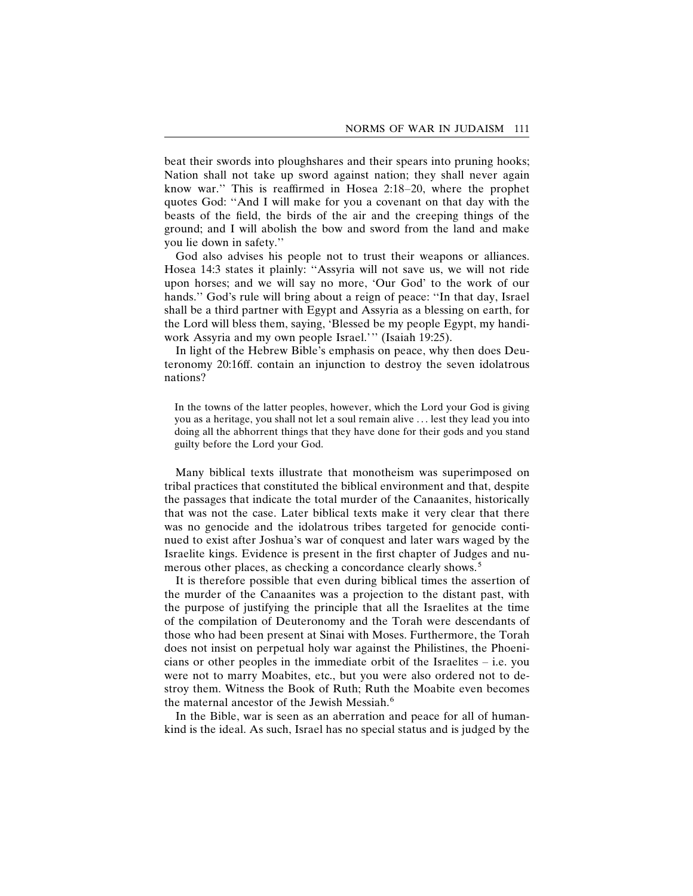beat their swords into ploughshares and their spears into pruning hooks; Nation shall not take up sword against nation; they shall never again know war.'' This is reaffirmed in Hosea 2:18–20, where the prophet quotes God: ''And I will make for you a covenant on that day with the beasts of the field, the birds of the air and the creeping things of the ground; and I will abolish the bow and sword from the land and make you lie down in safety.''

God also advises his people not to trust their weapons or alliances. Hosea 14:3 states it plainly: ''Assyria will not save us, we will not ride upon horses; and we will say no more, 'Our God' to the work of our hands.'' God's rule will bring about a reign of peace: ''In that day, Israel shall be a third partner with Egypt and Assyria as a blessing on earth, for the Lord will bless them, saying, 'Blessed be my people Egypt, my handiwork Assyria and my own people Israel.''' (Isaiah 19:25).

In light of the Hebrew Bible's emphasis on peace, why then does Deuteronomy 20:16ff. contain an injunction to destroy the seven idolatrous nations?

> In the towns of the latter peoples, however, which the Lord your God is giving you as a heritage, you shall not let a soul remain alive ... lest they lead you into doing all the abhorrent things that they have done for their gods and you stand guilty before the Lord your God.

Many biblical texts illustrate that monotheism was superimposed on tribal practices that constituted the biblical environment and that, despite the passages that indicate the total murder of the Canaanites, historically that was not the case. Later biblical texts make it very clear that there was no genocide and the idolatrous tribes targeted for genocide continued to exist after Joshua's war of conquest and later wars waged by the Israelite kings. Evidence is present in the first chapter of Judges and numerous other places, as checking a concordance clearly shows.[5]

It is therefore possible that even during biblical times the assertion of the murder of the Canaanites was a projection to the distant past, with the purpose of justifying the principle that all the Israelites at the time of the compilation of Deuteronomy and the Torah were descendants of those who had been present at Sinai with Moses. Furthermore, the Torah does not insist on perpetual holy war against the Philistines, the Phoenicians or other peoples in the immediate orbit of the Israelites – i.e. you were not to marry Moabites, etc., but you were also ordered not to destroy them. Witness the Book of Ruth; Ruth the Moabite even becomes the maternal ancestor of the Jewish Messiah.[6]

In the Bible, war is seen as an aberration and peace for all of humankind is the ideal. As such, Israel has no special status and is judged by the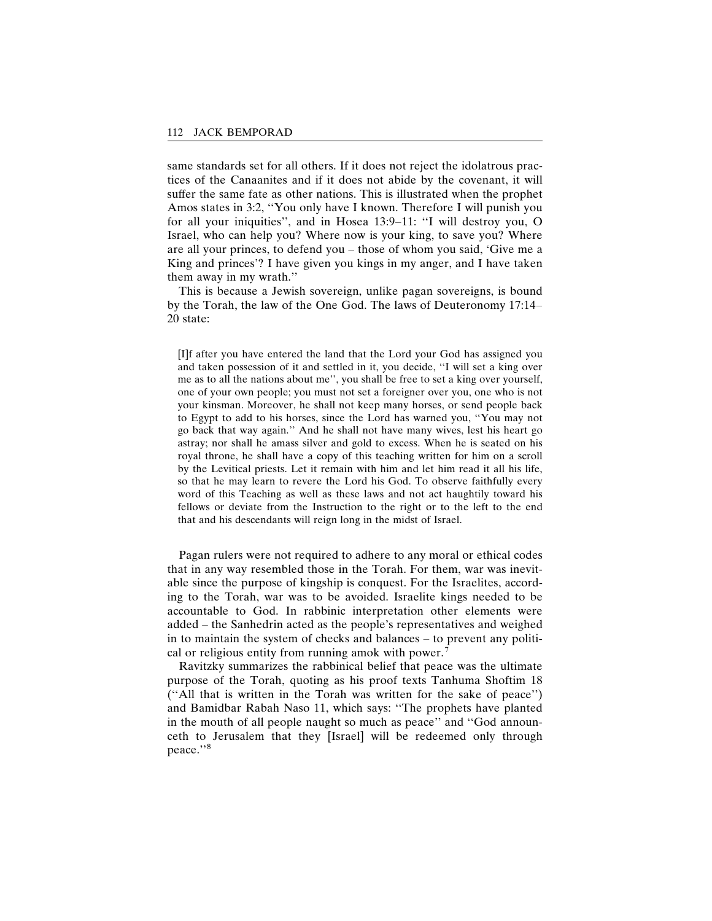same standards set for all others. If it does not reject the idolatrous practices of the Canaanites and if it does not abide by the covenant, it will suffer the same fate as other nations. This is illustrated when the prophet Amos states in 3:2, "You only have I known. Therefore I will punish you for all your iniquities", and in Hosea 13:9–11: "I will destroy you, O Israel, who can help you? Where now is your king, to save you? Where are all your princes, to defend you – those of whom you said, 'Give me a King and princes'? I have given you kings in my anger, and I have taken them away in my wrath."

This is because a Jewish sovereign, unlike pagan sovereigns, is bound by the Torah, the law of the One God. The laws of Deuteronomy 17:14–20 state:

> [I]f after you have entered the land that the Lord your God has assigned you and taken possession of it and settled in it, you decide, "I will set a king over me as to all the nations about me", you shall be free to set a king over yourself, one of your own people; you must not set a foreigner over you, one who is not your kinsman. Moreover, he shall not keep many horses, or send people back to Egypt to add to his horses, since the Lord has warned you, "You may not go back that way again." And he shall not have many wives, lest his heart go astray; nor shall he amass silver and gold to excess. When he is seated on his royal throne, he shall have a copy of this teaching written for him on a scroll by the Levitical priests. Let it remain with him and let him read it all his life, so that he may learn to revere the Lord his God. To observe faithfully every word of this Teaching as well as these laws and not act haughtily toward his fellows or deviate from the Instruction to the right or to the left to the end that and his descendants will reign long in the midst of Israel.

Pagan rulers were not required to adhere to any moral or ethical codes that in any way resembled those in the Torah. For them, war was inevitable since the purpose of kingship is conquest. For the Israelites, according to the Torah, war was to be avoided. Israelite kings needed to be accountable to God. In rabbinic interpretation other elements were added – the Sanhedrin acted as the people's representatives and weighed in to maintain the system of checks and balances – to prevent any political or religious entity from running amok with power.[7]

Ravitzky summarizes the rabbinical belief that peace was the ultimate purpose of the Torah, quoting as his proof texts Tanhuma Shoftim 18 ("All that is written in the Torah was written for the sake of peace") and Bamidbar Rabah Naso 11, which says: "The prophets have planted in the mouth of all people naught so much as peace" and "God announceth to Jerusalem that they [Israel] will be redeemed only through peace."[8]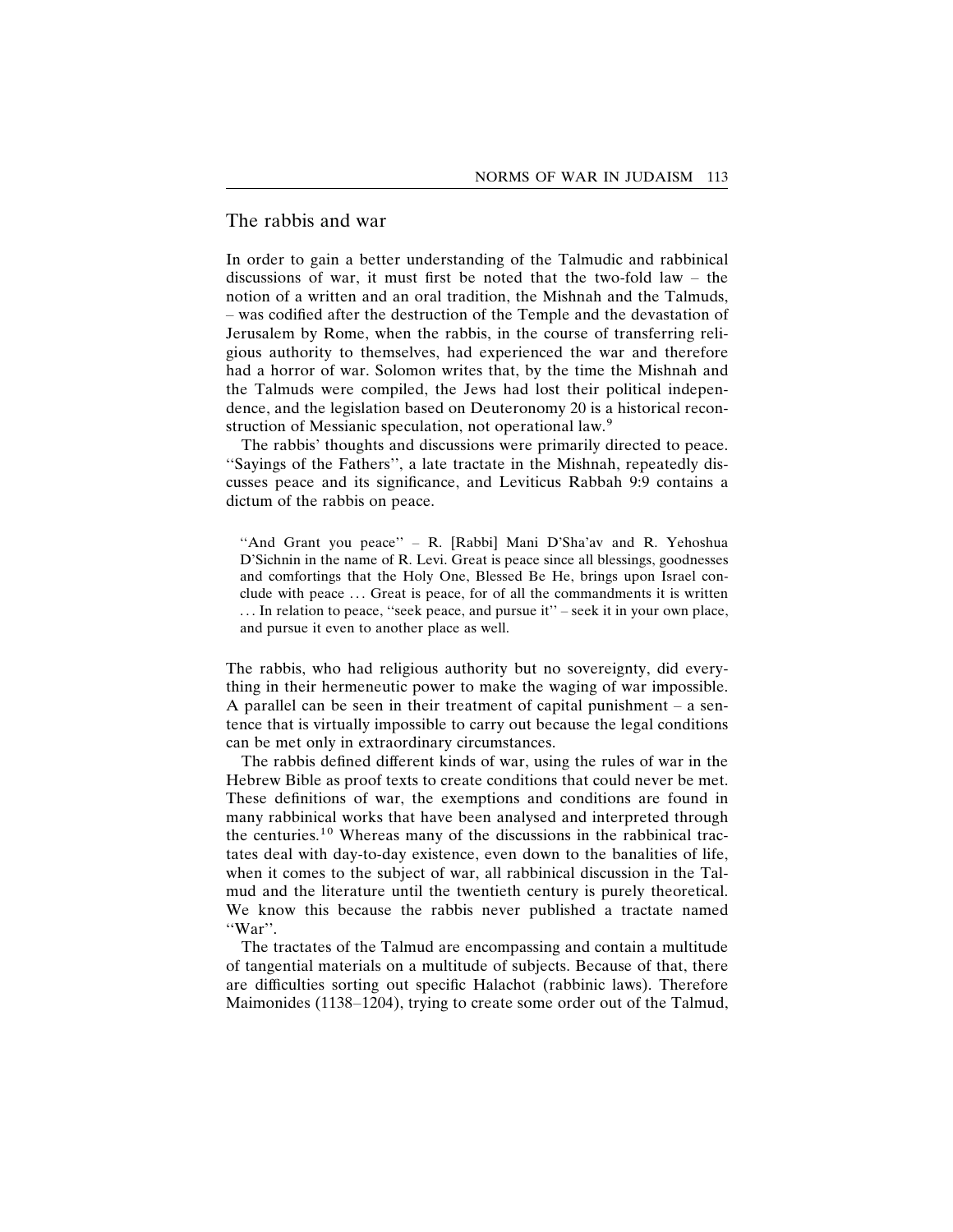## The rabbis and war

In order to gain a better understanding of the Talmudic and rabbinical discussions of war, it must first be noted that the two-fold law – the notion of a written and an oral tradition, the Mishnah and the Talmuds, – was codified after the destruction of the Temple and the devastation of Jerusalem by Rome, when the rabbis, in the course of transferring religious authority to themselves, had experienced the war and therefore had a horror of war. Solomon writes that, by the time the Mishnah and the Talmuds were compiled, the Jews had lost their political independence, and the legislation based on Deuteronomy 20 is a historical reconstruction of Messianic speculation, not operational law.[9]

The rabbis' thoughts and discussions were primarily directed to peace. ''Sayings of the Fathers'', a late tractate in the Mishnah, repeatedly discusses peace and its significance, and Leviticus Rabbah 9:9 contains a dictum of the rabbis on peace.

> ''And Grant you peace'' – R. [Rabbi] Mani D'Sha'av and R. Yehoshua D'Sichnin in the name of R. Levi. Great is peace since all blessings, goodnesses and comfortings that the Holy One, Blessed Be He, brings upon Israel conclude with peace ... Great is peace, for of all the commandments it is written ... In relation to peace, ''seek peace, and pursue it'' – seek it in your own place, and pursue it even to another place as well.

The rabbis, who had religious authority but no sovereignty, did everything in their hermeneutic power to make the waging of war impossible. A parallel can be seen in their treatment of capital punishment – a sentence that is virtually impossible to carry out because the legal conditions can be met only in extraordinary circumstances.

The rabbis defined different kinds of war, using the rules of war in the Hebrew Bible as proof texts to create conditions that could never be met. These definitions of war, the exemptions and conditions are found in many rabbinical works that have been analysed and interpreted through the centuries.[10] Whereas many of the discussions in the rabbinical tractates deal with day-to-day existence, even down to the banalities of life, when it comes to the subject of war, all rabbinical discussion in the Talmud and the literature until the twentieth century is purely theoretical. We know this because the rabbis never published a tractate named ''War''.

The tractates of the Talmud are encompassing and contain a multitude of tangential materials on a multitude of subjects. Because of that, there are difficulties sorting out specific Halachot (rabbinic laws). Therefore Maimonides (1138–1204), trying to create some order out of the Talmud,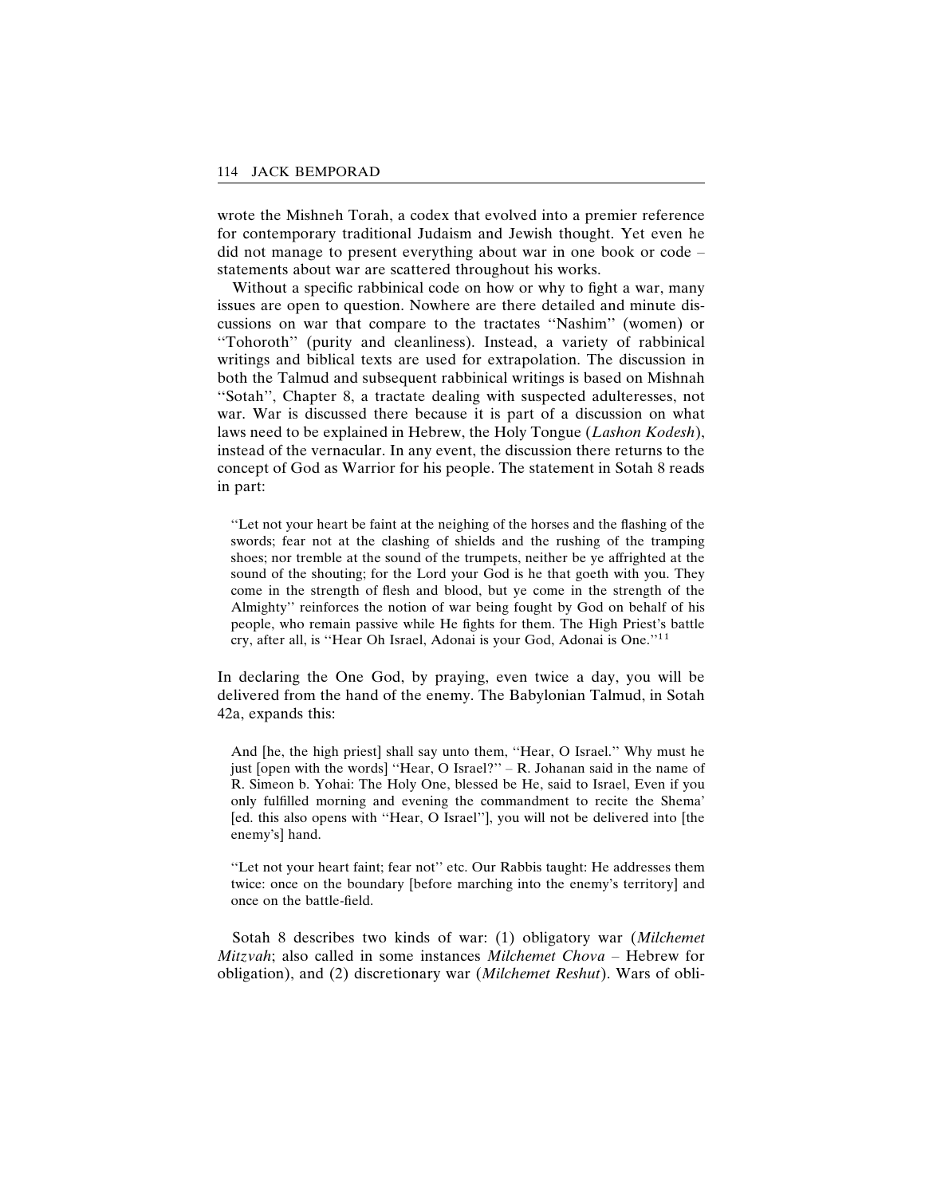wrote the Mishneh Torah, a codex that evolved into a premier reference for contemporary traditional Judaism and Jewish thought. Yet even he did not manage to present everything about war in one book or code – statements about war are scattered throughout his works.

Without a specific rabbinical code on how or why to fight a war, many issues are open to question. Nowhere are there detailed and minute discussions on war that compare to the tractates ''Nashim'' (women) or ''Tohoroth'' (purity and cleanliness). Instead, a variety of rabbinical writings and biblical texts are used for extrapolation. The discussion in both the Talmud and subsequent rabbinical writings is based on Mishnah ''Sotah'', Chapter 8, a tractate dealing with suspected adulteresses, not war. War is discussed there because it is part of a discussion on what laws need to be explained in Hebrew, the Holy Tongue (*Lashon Kodesh*), instead of the vernacular. In any event, the discussion there returns to the concept of God as Warrior for his people. The statement in Sotah 8 reads in part:

> ''Let not your heart be faint at the neighing of the horses and the flashing of the swords; fear not at the clashing of shields and the rushing of the tramping shoes; nor tremble at the sound of the trumpets, neither be ye affrighted at the sound of the shouting; for the Lord your God is he that goeth with you. They come in the strength of flesh and blood, but ye come in the strength of the Almighty'' reinforces the notion of war being fought by God on behalf of his people, who remain passive while He fights for them. The High Priest's battle cry, after all, is ''Hear Oh Israel, Adonai is your God, Adonai is One.''[11]

In declaring the One God, by praying, even twice a day, you will be delivered from the hand of the enemy. The Babylonian Talmud, in Sotah 42a, expands this:

> And [he, the high priest] shall say unto them, ''Hear, O Israel.'' Why must he just [open with the words] ''Hear, O Israel?'' – R. Johanan said in the name of R. Simeon b. Yohai: The Holy One, blessed be He, said to Israel, Even if you only fulfilled morning and evening the commandment to recite the Shema' [ed. this also opens with ''Hear, O Israel''], you will not be delivered into [the enemy's] hand.
>
> ''Let not your heart faint; fear not'' etc. Our Rabbis taught: He addresses them twice: once on the boundary [before marching into the enemy's territory] and once on the battle-field.

Sotah 8 describes two kinds of war: (1) obligatory war (*Milchemet Mitzvah*; also called in some instances *Milchemet Chova* – Hebrew for obligation), and (2) discretionary war (*Milchemet Reshut*). Wars of obli-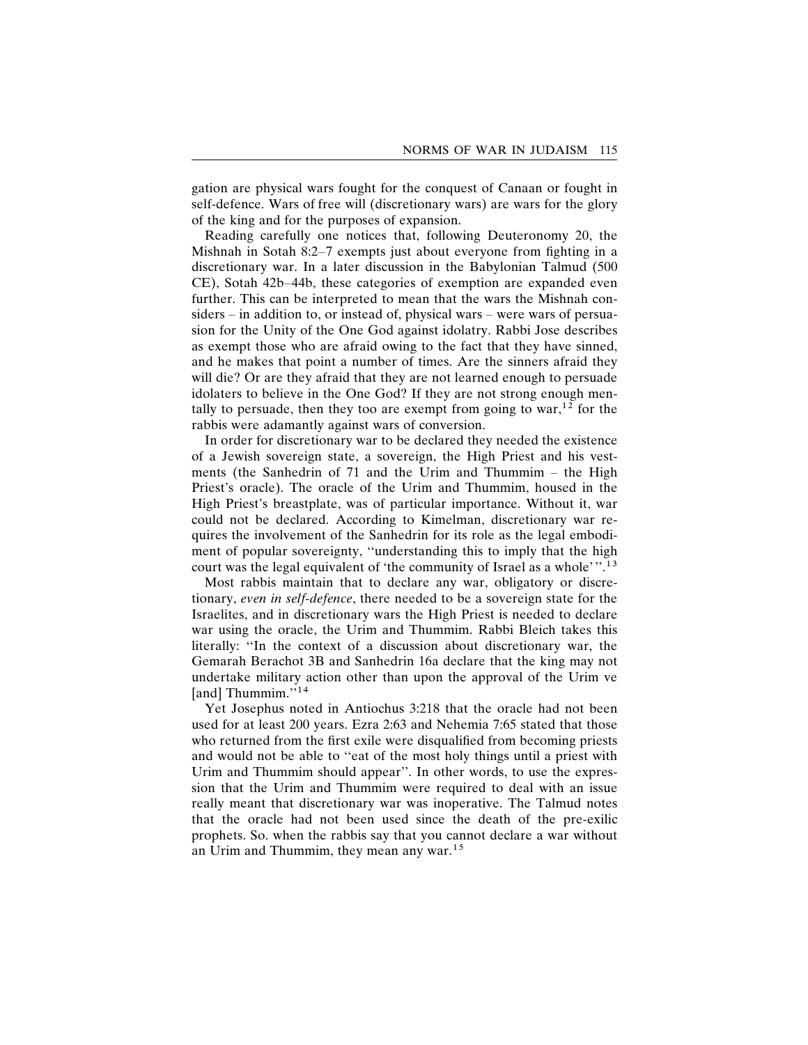gation are physical wars fought for the conquest of Canaan or fought in self-defence. Wars of free will (discretionary wars) are wars for the glory of the king and for the purposes of expansion.

Reading carefully one notices that, following Deuteronomy 20, the Mishnah in Sotah 8:2–7 exempts just about everyone from fighting in a discretionary war. In a later discussion in the Babylonian Talmud (500 CE), Sotah 42b–44b, these categories of exemption are expanded even further. This can be interpreted to mean that the wars the Mishnah considers – in addition to, or instead of, physical wars – were wars of persuasion for the Unity of the One God against idolatry. Rabbi Jose describes as exempt those who are afraid owing to the fact that they have sinned, and he makes that point a number of times. Are the sinners afraid they will die? Or are they afraid that they are not learned enough to persuade idolaters to believe in the One God? If they are not strong enough mentally to persuade, then they too are exempt from going to war,[12] for the rabbis were adamantly against wars of conversion.

In order for discretionary war to be declared they needed the existence of a Jewish sovereign state, a sovereign, the High Priest and his vestments (the Sanhedrin of 71 and the Urim and Thummim – the High Priest's oracle). The oracle of the Urim and Thummim, housed in the High Priest's breastplate, was of particular importance. Without it, war could not be declared. According to Kimelman, discretionary war requires the involvement of the Sanhedrin for its role as the legal embodiment of popular sovereignty, "understanding this to imply that the high court was the legal equivalent of 'the community of Israel as a whole'".[13]

Most rabbis maintain that to declare any war, obligatory or discretionary, *even in self-defence*, there needed to be a sovereign state for the Israelites, and in discretionary wars the High Priest is needed to declare war using the oracle, the Urim and Thummim. Rabbi Bleich takes this literally: "In the context of a discussion about discretionary war, the Gemarah Berachot 3B and Sanhedrin 16a declare that the king may not undertake military action other than upon the approval of the Urim ve [and] Thummim."[14]

Yet Josephus noted in Antiochus 3:218 that the oracle had not been used for at least 200 years. Ezra 2:63 and Nehemia 7:65 stated that those who returned from the first exile were disqualified from becoming priests and would not be able to "eat of the most holy things until a priest with Urim and Thummim should appear". In other words, to use the expression that the Urim and Thummim were required to deal with an issue really meant that discretionary war was inoperative. The Talmud notes that the oracle had not been used since the death of the pre-exilic prophets. So. when the rabbis say that you cannot declare a war without an Urim and Thummim, they mean any war.[15]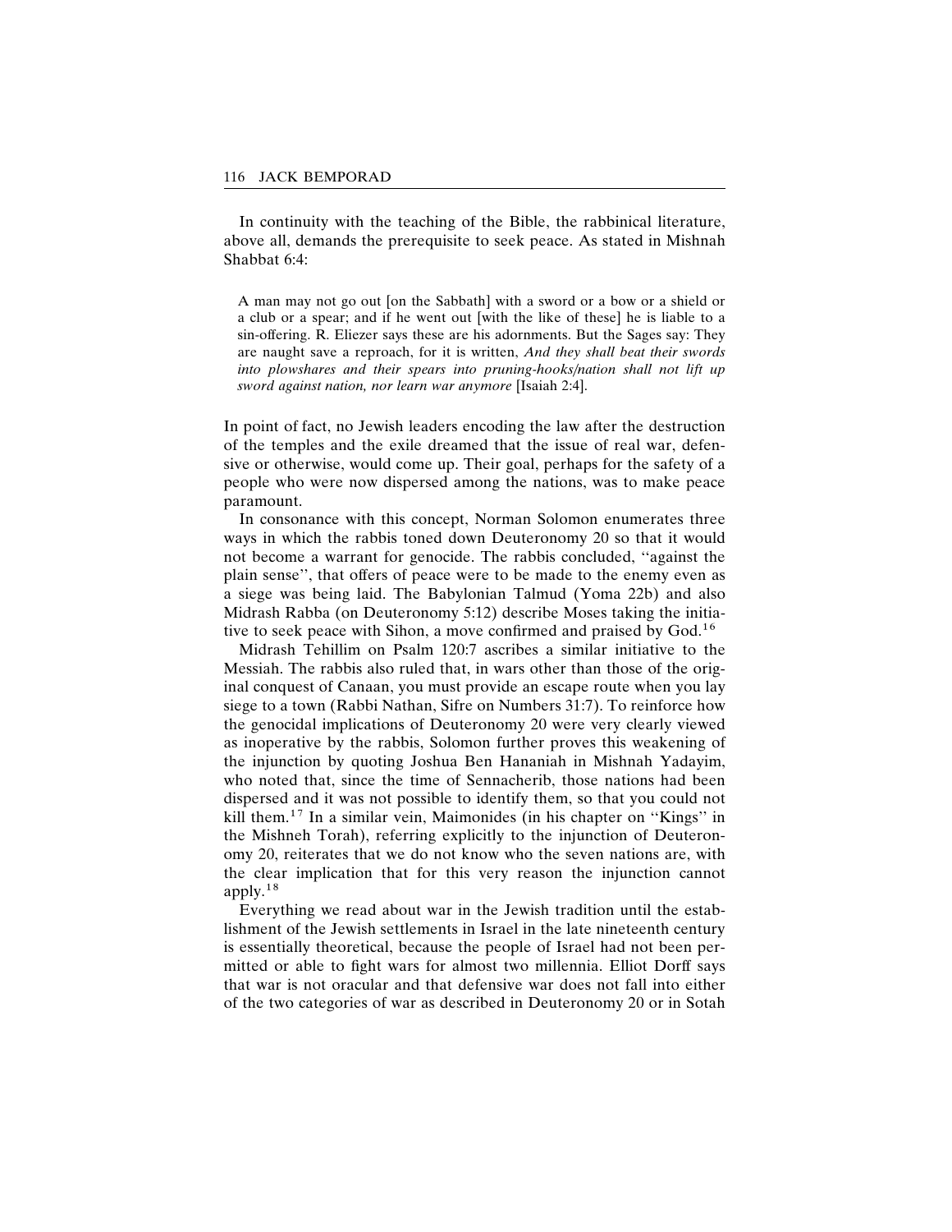In continuity with the teaching of the Bible, the rabbinical literature, above all, demands the prerequisite to seek peace. As stated in Mishnah Shabbat 6:4:

> A man may not go out [on the Sabbath] with a sword or a bow or a shield or a club or a spear; and if he went out [with the like of these] he is liable to a sin-offering. R. Eliezer says these are his adornments. But the Sages say: They are naught save a reproach, for it is written, *And they shall beat their swords into plowshares and their spears into pruning-hooks/nation shall not lift up sword against nation, nor learn war anymore* [Isaiah 2:4].

In point of fact, no Jewish leaders encoding the law after the destruction of the temples and the exile dreamed that the issue of real war, defensive or otherwise, would come up. Their goal, perhaps for the safety of a people who were now dispersed among the nations, was to make peace paramount.

In consonance with this concept, Norman Solomon enumerates three ways in which the rabbis toned down Deuteronomy 20 so that it would not become a warrant for genocide. The rabbis concluded, ''against the plain sense'', that offers of peace were to be made to the enemy even as a siege was being laid. The Babylonian Talmud (Yoma 22b) and also Midrash Rabba (on Deuteronomy 5:12) describe Moses taking the initiative to seek peace with Sihon, a move confirmed and praised by God.[16]

Midrash Tehillim on Psalm 120:7 ascribes a similar initiative to the Messiah. The rabbis also ruled that, in wars other than those of the original conquest of Canaan, you must provide an escape route when you lay siege to a town (Rabbi Nathan, Sifre on Numbers 31:7). To reinforce how the genocidal implications of Deuteronomy 20 were very clearly viewed as inoperative by the rabbis, Solomon further proves this weakening of the injunction by quoting Joshua Ben Hananiah in Mishnah Yadayim, who noted that, since the time of Sennacherib, those nations had been dispersed and it was not possible to identify them, so that you could not kill them.[17] In a similar vein, Maimonides (in his chapter on ''Kings'' in the Mishneh Torah), referring explicitly to the injunction of Deuteronomy 20, reiterates that we do not know who the seven nations are, with the clear implication that for this very reason the injunction cannot apply.[18]

Everything we read about war in the Jewish tradition until the establishment of the Jewish settlements in Israel in the late nineteenth century is essentially theoretical, because the people of Israel had not been permitted or able to fight wars for almost two millennia. Elliot Dorff says that war is not oracular and that defensive war does not fall into either of the two categories of war as described in Deuteronomy 20 or in Sotah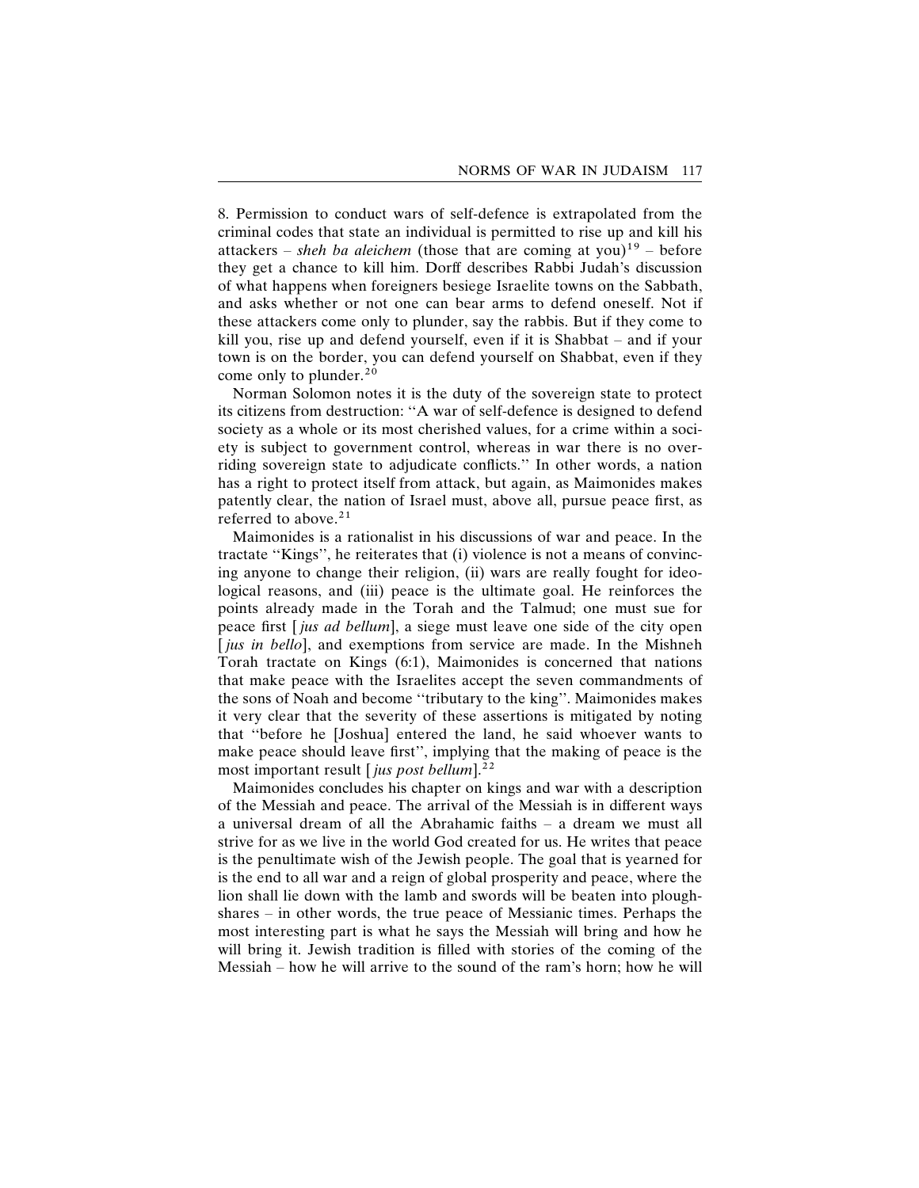8. Permission to conduct wars of self-defence is extrapolated from the criminal codes that state an individual is permitted to rise up and kill his attackers – *sheh ba aleichem* (those that are coming at you)[19] – before they get a chance to kill him. Dorff describes Rabbi Judah's discussion of what happens when foreigners besiege Israelite towns on the Sabbath, and asks whether or not one can bear arms to defend oneself. Not if these attackers come only to plunder, say the rabbis. But if they come to kill you, rise up and defend yourself, even if it is Shabbat – and if your town is on the border, you can defend yourself on Shabbat, even if they come only to plunder.[20]

Norman Solomon notes it is the duty of the sovereign state to protect its citizens from destruction: "A war of self-defence is designed to defend society as a whole or its most cherished values, for a crime within a society is subject to government control, whereas in war there is no overriding sovereign state to adjudicate conflicts." In other words, a nation has a right to protect itself from attack, but again, as Maimonides makes patently clear, the nation of Israel must, above all, pursue peace first, as referred to above.[21]

Maimonides is a rationalist in his discussions of war and peace. In the tractate "Kings", he reiterates that (i) violence is not a means of convincing anyone to change their religion, (ii) wars are really fought for ideological reasons, and (iii) peace is the ultimate goal. He reinforces the points already made in the Torah and the Talmud; one must sue for peace first [*jus ad bellum*], a siege must leave one side of the city open [*jus in bello*], and exemptions from service are made. In the Mishneh Torah tractate on Kings (6:1), Maimonides is concerned that nations that make peace with the Israelites accept the seven commandments of the sons of Noah and become "tributary to the king". Maimonides makes it very clear that the severity of these assertions is mitigated by noting that "before he [Joshua] entered the land, he said whoever wants to make peace should leave first", implying that the making of peace is the most important result [*jus post bellum*].[22]

Maimonides concludes his chapter on kings and war with a description of the Messiah and peace. The arrival of the Messiah is in different ways a universal dream of all the Abrahamic faiths – a dream we must all strive for as we live in the world God created for us. He writes that peace is the penultimate wish of the Jewish people. The goal that is yearned for is the end to all war and a reign of global prosperity and peace, where the lion shall lie down with the lamb and swords will be beaten into ploughshares – in other words, the true peace of Messianic times. Perhaps the most interesting part is what he says the Messiah will bring and how he will bring it. Jewish tradition is filled with stories of the coming of the Messiah – how he will arrive to the sound of the ram's horn; how he will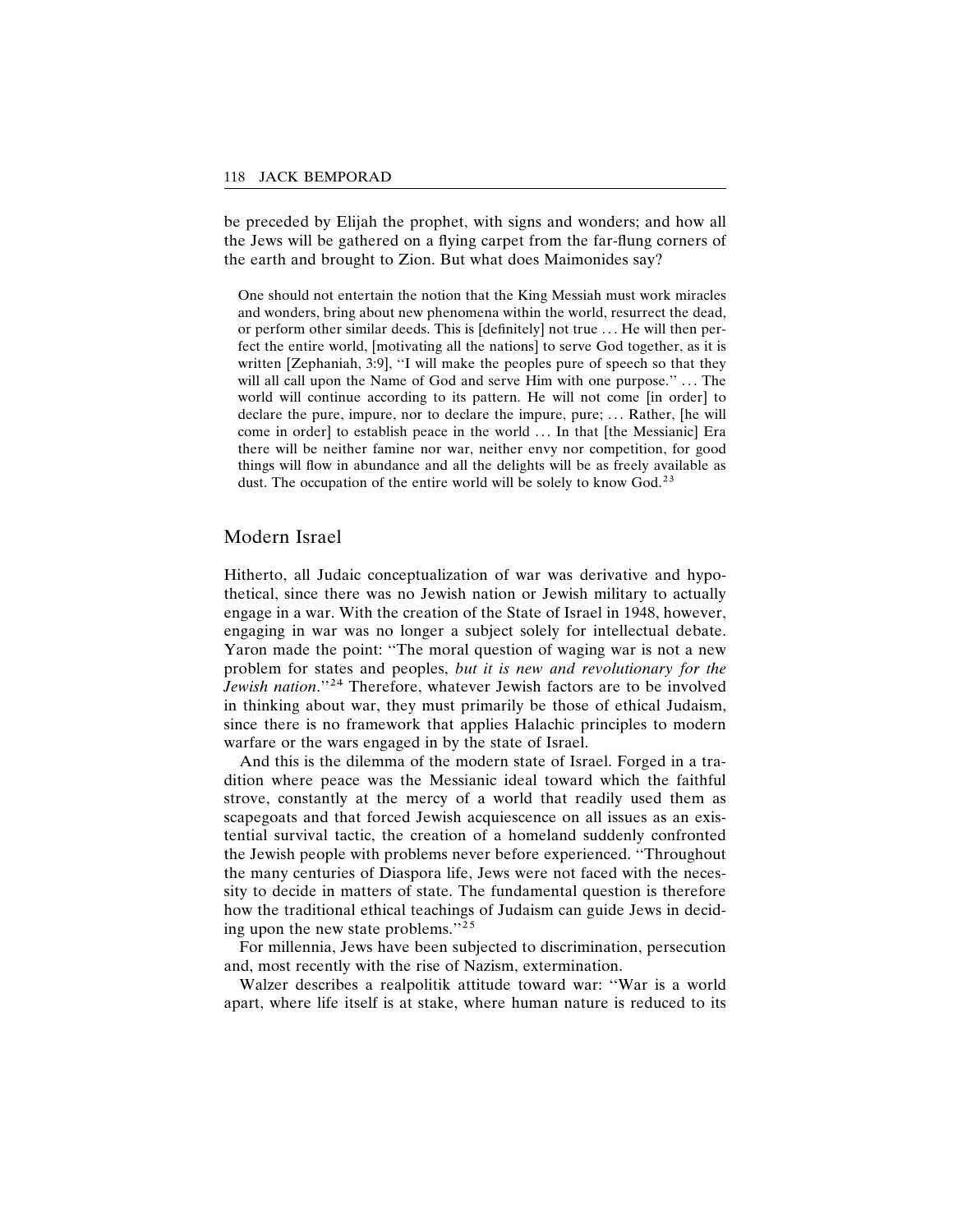be preceded by Elijah the prophet, with signs and wonders; and how all the Jews will be gathered on a flying carpet from the far-flung corners of the earth and brought to Zion. But what does Maimonides say?

> One should not entertain the notion that the King Messiah must work miracles and wonders, bring about new phenomena within the world, resurrect the dead, or perform other similar deeds. This is [definitely] not true … He will then perfect the entire world, [motivating all the nations] to serve God together, as it is written [Zephaniah, 3:9], ''I will make the peoples pure of speech so that they will all call upon the Name of God and serve Him with one purpose.'' … The world will continue according to its pattern. He will not come [in order] to declare the pure, impure, nor to declare the impure, pure; … Rather, [he will come in order] to establish peace in the world … In that [the Messianic] Era there will be neither famine nor war, neither envy nor competition, for good things will flow in abundance and all the delights will be as freely available as dust. The occupation of the entire world will be solely to know God.[23]

## Modern Israel

Hitherto, all Judaic conceptualization of war was derivative and hypothetical, since there was no Jewish nation or Jewish military to actually engage in a war. With the creation of the State of Israel in 1948, however, engaging in war was no longer a subject solely for intellectual debate. Yaron made the point: ''The moral question of waging war is not a new problem for states and peoples, *but it is new and revolutionary for the Jewish nation*.''[24] Therefore, whatever Jewish factors are to be involved in thinking about war, they must primarily be those of ethical Judaism, since there is no framework that applies Halachic principles to modern warfare or the wars engaged in by the state of Israel.

And this is the dilemma of the modern state of Israel. Forged in a tradition where peace was the Messianic ideal toward which the faithful strove, constantly at the mercy of a world that readily used them as scapegoats and that forced Jewish acquiescence on all issues as an existential survival tactic, the creation of a homeland suddenly confronted the Jewish people with problems never before experienced. ''Throughout the many centuries of Diaspora life, Jews were not faced with the necessity to decide in matters of state. The fundamental question is therefore how the traditional ethical teachings of Judaism can guide Jews in deciding upon the new state problems.''[25]

For millennia, Jews have been subjected to discrimination, persecution and, most recently with the rise of Nazism, extermination.

Walzer describes a realpolitik attitude toward war: ''War is a world apart, where life itself is at stake, where human nature is reduced to its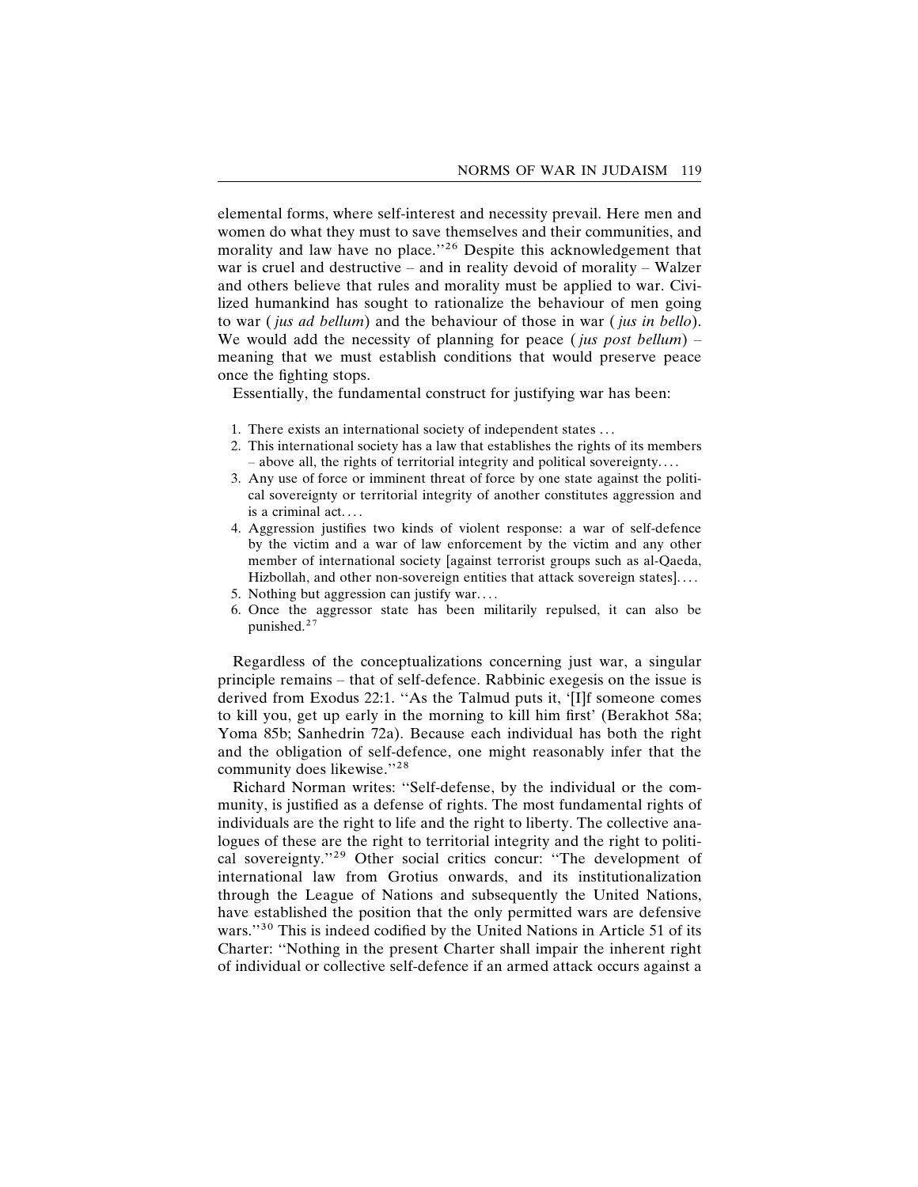elemental forms, where self-interest and necessity prevail. Here men and women do what they must to save themselves and their communities, and morality and law have no place.''[26] Despite this acknowledgement that war is cruel and destructive – and in reality devoid of morality – Walzer and others believe that rules and morality must be applied to war. Civilized humankind has sought to rationalize the behaviour of men going to war (*jus ad bellum*) and the behaviour of those in war (*jus in bello*). We would add the necessity of planning for peace (*jus post bellum*) – meaning that we must establish conditions that would preserve peace once the fighting stops.

Essentially, the fundamental construct for justifying war has been:

1. There exists an international society of independent states ...
2. This international society has a law that establishes the rights of its members – above all, the rights of territorial integrity and political sovereignty. ...
3. Any use of force or imminent threat of force by one state against the political sovereignty or territorial integrity of another constitutes aggression and is a criminal act. ...
4. Aggression justifies two kinds of violent response: a war of self-defence by the victim and a war of law enforcement by the victim and any other member of international society [against terrorist groups such as al-Qaeda, Hizbollah, and other non-sovereign entities that attack sovereign states]. ...
5. Nothing but aggression can justify war. ...
6. Once the aggressor state has been militarily repulsed, it can also be punished.[27]

Regardless of the conceptualizations concerning just war, a singular principle remains – that of self-defence. Rabbinic exegesis on the issue is derived from Exodus 22:1. ''As the Talmud puts it, '[I]f someone comes to kill you, get up early in the morning to kill him first' (Berakhot 58a; Yoma 85b; Sanhedrin 72a). Because each individual has both the right and the obligation of self-defence, one might reasonably infer that the community does likewise.''[28]

Richard Norman writes: ''Self-defense, by the individual or the community, is justified as a defense of rights. The most fundamental rights of individuals are the right to life and the right to liberty. The collective analogues of these are the right to territorial integrity and the right to political sovereignty.''[29] Other social critics concur: ''The development of international law from Grotius onwards, and its institutionalization through the League of Nations and subsequently the United Nations, have established the position that the only permitted wars are defensive wars.''[30] This is indeed codified by the United Nations in Article 51 of its Charter: ''Nothing in the present Charter shall impair the inherent right of individual or collective self-defence if an armed attack occurs against a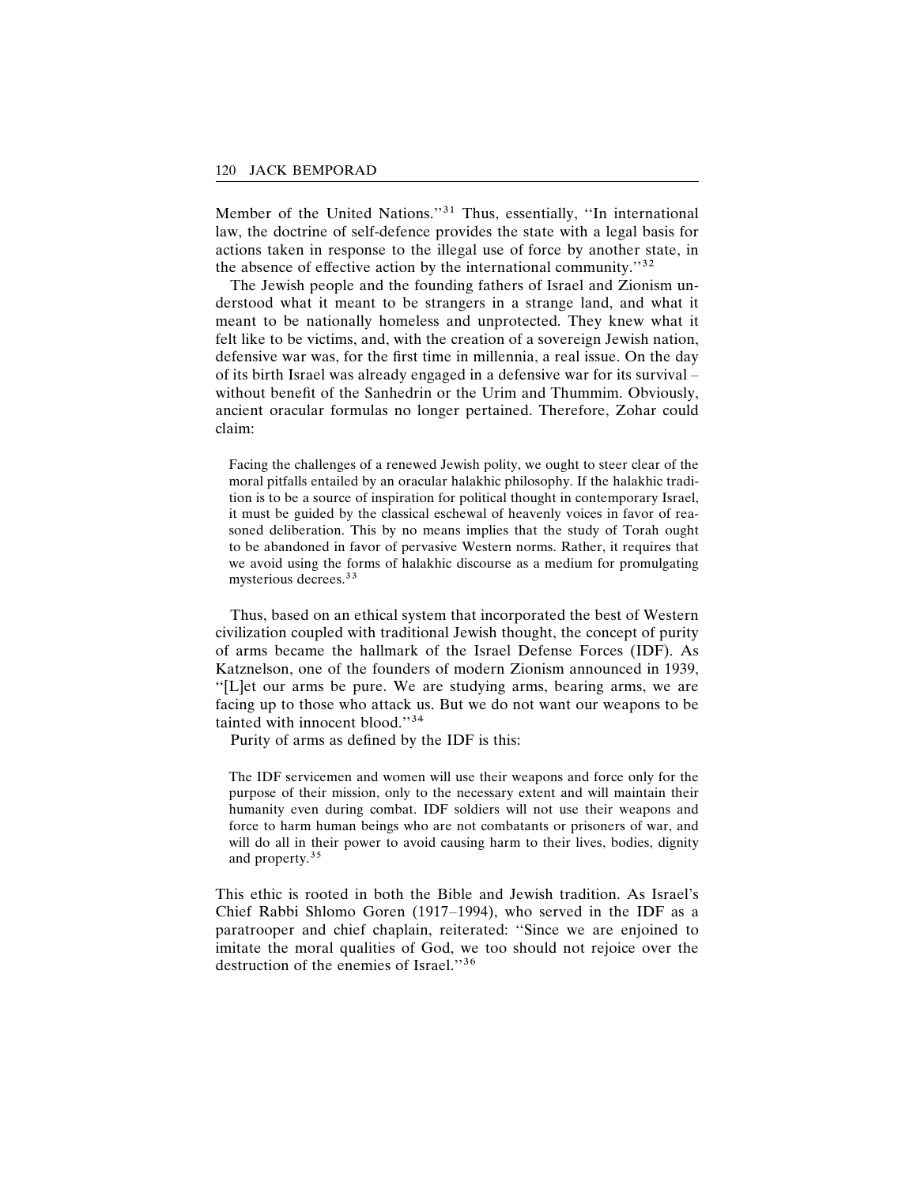Member of the United Nations.''[31] Thus, essentially, ''In international law, the doctrine of self-defence provides the state with a legal basis for actions taken in response to the illegal use of force by another state, in the absence of effective action by the international community.''[32]

The Jewish people and the founding fathers of Israel and Zionism understood what it meant to be strangers in a strange land, and what it meant to be nationally homeless and unprotected. They knew what it felt like to be victims, and, with the creation of a sovereign Jewish nation, defensive war was, for the first time in millennia, a real issue. On the day of its birth Israel was already engaged in a defensive war for its survival – without benefit of the Sanhedrin or the Urim and Thummim. Obviously, ancient oracular formulas no longer pertained. Therefore, Zohar could claim:

> Facing the challenges of a renewed Jewish polity, we ought to steer clear of the moral pitfalls entailed by an oracular halakhic philosophy. If the halakhic tradition is to be a source of inspiration for political thought in contemporary Israel, it must be guided by the classical eschewal of heavenly voices in favor of reasoned deliberation. This by no means implies that the study of Torah ought to be abandoned in favor of pervasive Western norms. Rather, it requires that we avoid using the forms of halakhic discourse as a medium for promulgating mysterious decrees.[33]

Thus, based on an ethical system that incorporated the best of Western civilization coupled with traditional Jewish thought, the concept of purity of arms became the hallmark of the Israel Defense Forces (IDF). As Katznelson, one of the founders of modern Zionism announced in 1939, ''[L]et our arms be pure. We are studying arms, bearing arms, we are facing up to those who attack us. But we do not want our weapons to be tainted with innocent blood.''[34]

Purity of arms as defined by the IDF is this:

> The IDF servicemen and women will use their weapons and force only for the purpose of their mission, only to the necessary extent and will maintain their humanity even during combat. IDF soldiers will not use their weapons and force to harm human beings who are not combatants or prisoners of war, and will do all in their power to avoid causing harm to their lives, bodies, dignity and property.[35]

This ethic is rooted in both the Bible and Jewish tradition. As Israel's Chief Rabbi Shlomo Goren (1917–1994), who served in the IDF as a paratrooper and chief chaplain, reiterated: ''Since we are enjoined to imitate the moral qualities of God, we too should not rejoice over the destruction of the enemies of Israel.''[36]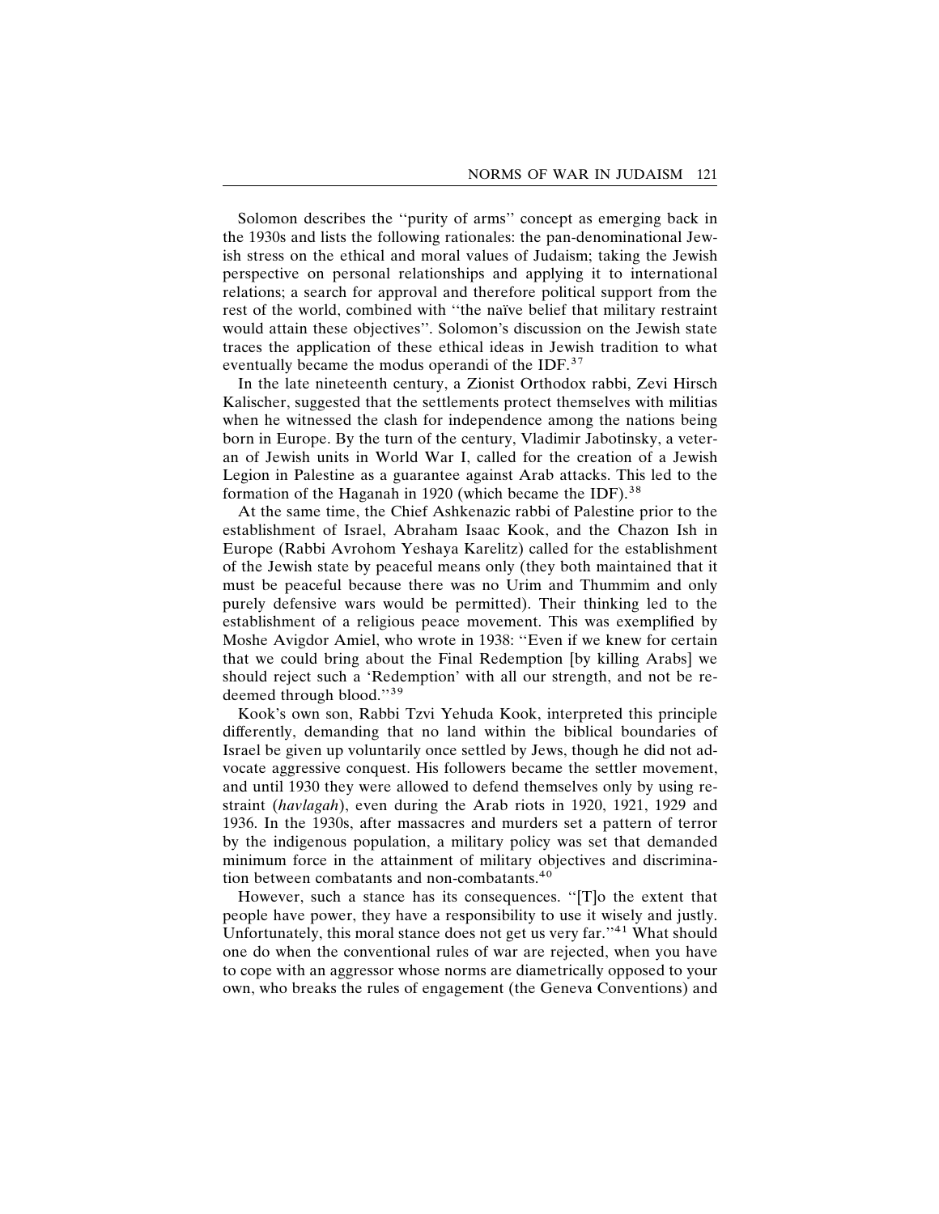Solomon describes the ''purity of arms'' concept as emerging back in the 1930s and lists the following rationales: the pan-denominational Jewish stress on the ethical and moral values of Judaism; taking the Jewish perspective on personal relationships and applying it to international relations; a search for approval and therefore political support from the rest of the world, combined with ''the naïve belief that military restraint would attain these objectives''. Solomon's discussion on the Jewish state traces the application of these ethical ideas in Jewish tradition to what eventually became the modus operandi of the IDF.[37]

In the late nineteenth century, a Zionist Orthodox rabbi, Zevi Hirsch Kalischer, suggested that the settlements protect themselves with militias when he witnessed the clash for independence among the nations being born in Europe. By the turn of the century, Vladimir Jabotinsky, a veteran of Jewish units in World War I, called for the creation of a Jewish Legion in Palestine as a guarantee against Arab attacks. This led to the formation of the Haganah in 1920 (which became the IDF).[38]

At the same time, the Chief Ashkenazic rabbi of Palestine prior to the establishment of Israel, Abraham Isaac Kook, and the Chazon Ish in Europe (Rabbi Avrohom Yeshaya Karelitz) called for the establishment of the Jewish state by peaceful means only (they both maintained that it must be peaceful because there was no Urim and Thummim and only purely defensive wars would be permitted). Their thinking led to the establishment of a religious peace movement. This was exemplified by Moshe Avigdor Amiel, who wrote in 1938: ''Even if we knew for certain that we could bring about the Final Redemption [by killing Arabs] we should reject such a 'Redemption' with all our strength, and not be redeemed through blood.''[39]

Kook's own son, Rabbi Tzvi Yehuda Kook, interpreted this principle differently, demanding that no land within the biblical boundaries of Israel be given up voluntarily once settled by Jews, though he did not advocate aggressive conquest. His followers became the settler movement, and until 1930 they were allowed to defend themselves only by using restraint (*havlagah*), even during the Arab riots in 1920, 1921, 1929 and 1936. In the 1930s, after massacres and murders set a pattern of terror by the indigenous population, a military policy was set that demanded minimum force in the attainment of military objectives and discrimination between combatants and non-combatants.[40]

However, such a stance has its consequences. ''[T]o the extent that people have power, they have a responsibility to use it wisely and justly. Unfortunately, this moral stance does not get us very far.''[41] What should one do when the conventional rules of war are rejected, when you have to cope with an aggressor whose norms are diametrically opposed to your own, who breaks the rules of engagement (the Geneva Conventions) and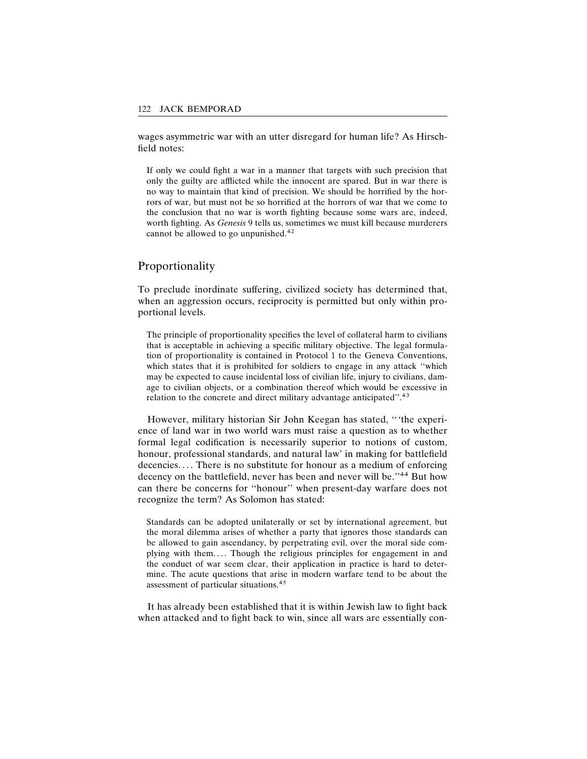wages asymmetric war with an utter disregard for human life? As Hirschfield notes:

> If only we could fight a war in a manner that targets with such precision that only the guilty are afflicted while the innocent are spared. But in war there is no way to maintain that kind of precision. We should be horrified by the horrors of war, but must not be so horrified at the horrors of war that we come to the conclusion that no war is worth fighting because some wars are, indeed, worth fighting. As *Genesis* 9 tells us, sometimes we must kill because murderers cannot be allowed to go unpunished.[42]

## Proportionality

To preclude inordinate suffering, civilized society has determined that, when an aggression occurs, reciprocity is permitted but only within proportional levels.

> The principle of proportionality specifies the level of collateral harm to civilians that is acceptable in achieving a specific military objective. The legal formulation of proportionality is contained in Protocol 1 to the Geneva Conventions, which states that it is prohibited for soldiers to engage in any attack "which may be expected to cause incidental loss of civilian life, injury to civilians, damage to civilian objects, or a combination thereof which would be excessive in relation to the concrete and direct military advantage anticipated".[43]

However, military historian Sir John Keegan has stated, "'the experience of land war in two world wars must raise a question as to whether formal legal codification is necessarily superior to notions of custom, honour, professional standards, and natural law' in making for battlefield decencies.... There is no substitute for honour as a medium of enforcing decency on the battlefield, never has been and never will be."[44] But how can there be concerns for "honour" when present-day warfare does not recognize the term? As Solomon has stated:

> Standards can be adopted unilaterally or set by international agreement, but the moral dilemma arises of whether a party that ignores those standards can be allowed to gain ascendancy, by perpetrating evil, over the moral side complying with them.... Though the religious principles for engagement in and the conduct of war seem clear, their application in practice is hard to determine. The acute questions that arise in modern warfare tend to be about the assessment of particular situations.[45]

It has already been established that it is within Jewish law to fight back when attacked and to fight back to win, since all wars are essentially con-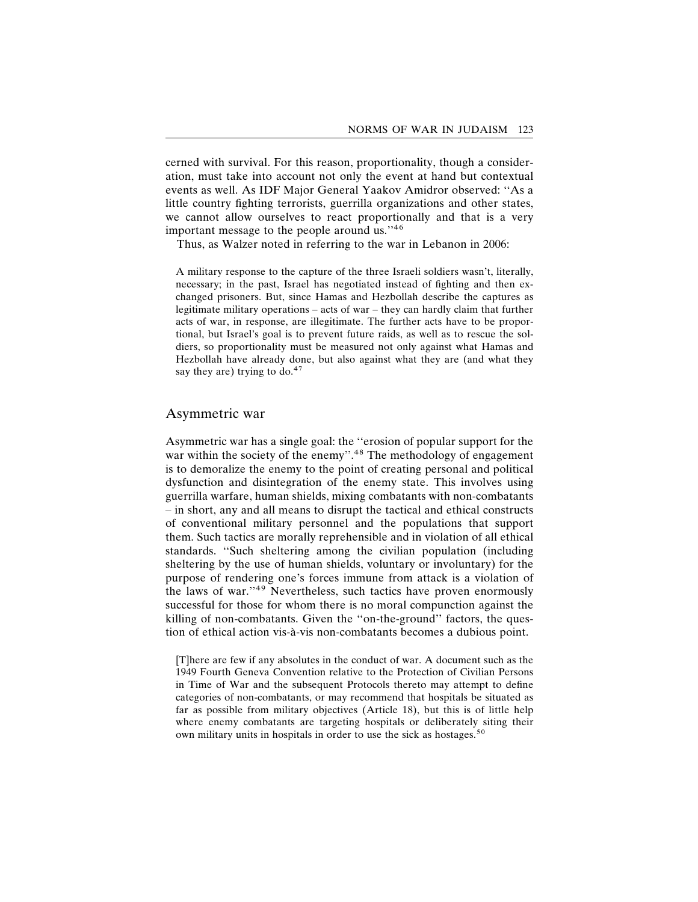cerned with survival. For this reason, proportionality, though a consideration, must take into account not only the event at hand but contextual events as well. As IDF Major General Yaakov Amidror observed: "As a little country fighting terrorists, guerrilla organizations and other states, we cannot allow ourselves to react proportionally and that is a very important message to the people around us."[46]

Thus, as Walzer noted in referring to the war in Lebanon in 2006:

> A military response to the capture of the three Israeli soldiers wasn't, literally, necessary; in the past, Israel has negotiated instead of fighting and then exchanged prisoners. But, since Hamas and Hezbollah describe the captures as legitimate military operations – acts of war – they can hardly claim that further acts of war, in response, are illegitimate. The further acts have to be proportional, but Israel's goal is to prevent future raids, as well as to rescue the soldiers, so proportionality must be measured not only against what Hamas and Hezbollah have already done, but also against what they are (and what they say they are) trying to do.[47]

## Asymmetric war

Asymmetric war has a single goal: the "erosion of popular support for the war within the society of the enemy".[48] The methodology of engagement is to demoralize the enemy to the point of creating personal and political dysfunction and disintegration of the enemy state. This involves using guerrilla warfare, human shields, mixing combatants with non-combatants – in short, any and all means to disrupt the tactical and ethical constructs of conventional military personnel and the populations that support them. Such tactics are morally reprehensible and in violation of all ethical standards. "Such sheltering among the civilian population (including sheltering by the use of human shields, voluntary or involuntary) for the purpose of rendering one's forces immune from attack is a violation of the laws of war."[49] Nevertheless, such tactics have proven enormously successful for those for whom there is no moral compunction against the killing of non-combatants. Given the "on-the-ground" factors, the question of ethical action vis-à-vis non-combatants becomes a dubious point.

> [T]here are few if any absolutes in the conduct of war. A document such as the 1949 Fourth Geneva Convention relative to the Protection of Civilian Persons in Time of War and the subsequent Protocols thereto may attempt to define categories of non-combatants, or may recommend that hospitals be situated as far as possible from military objectives (Article 18), but this is of little help where enemy combatants are targeting hospitals or deliberately siting their own military units in hospitals in order to use the sick as hostages.[50]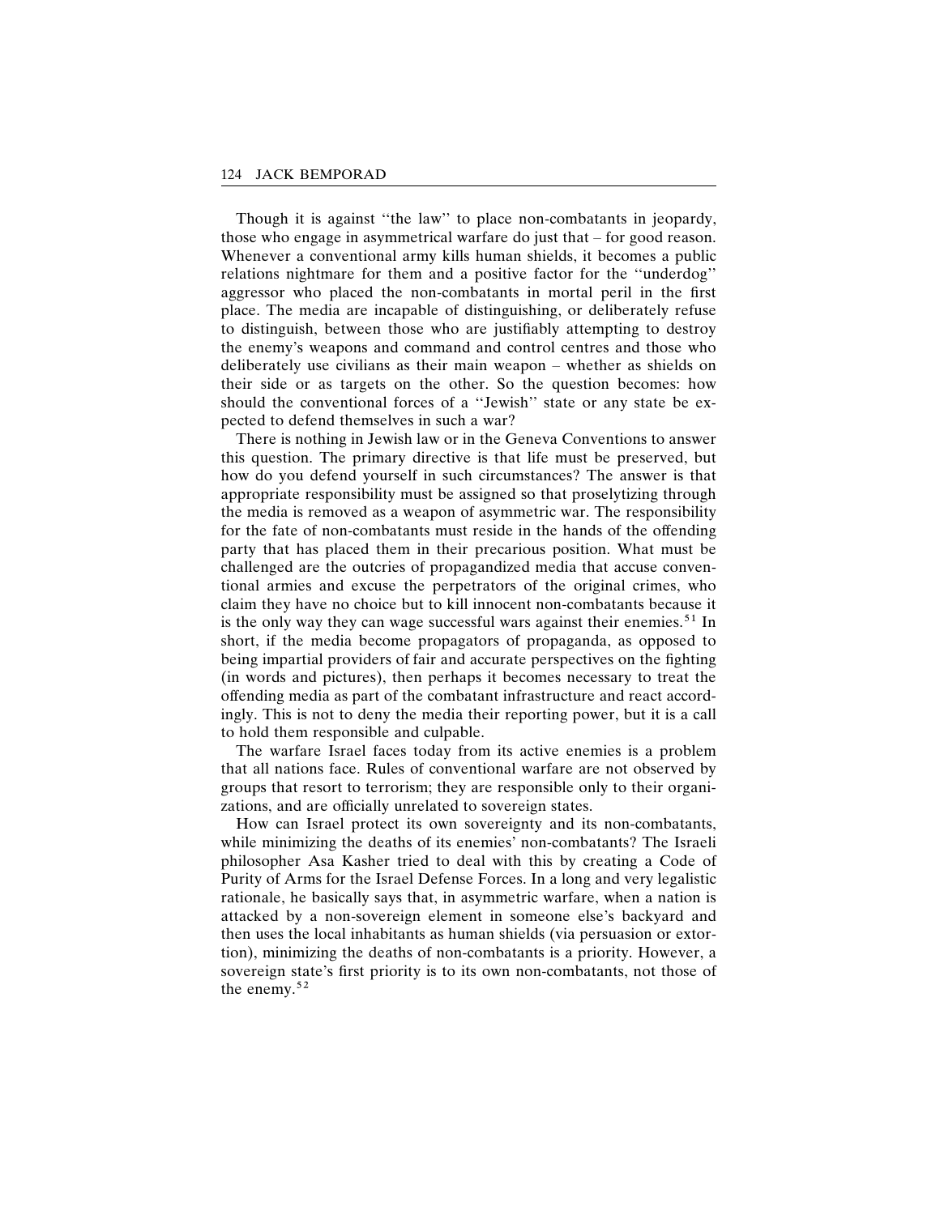Though it is against ''the law'' to place non-combatants in jeopardy, those who engage in asymmetrical warfare do just that – for good reason. Whenever a conventional army kills human shields, it becomes a public relations nightmare for them and a positive factor for the ''underdog'' aggressor who placed the non-combatants in mortal peril in the first place. The media are incapable of distinguishing, or deliberately refuse to distinguish, between those who are justifiably attempting to destroy the enemy's weapons and command and control centres and those who deliberately use civilians as their main weapon – whether as shields on their side or as targets on the other. So the question becomes: how should the conventional forces of a ''Jewish'' state or any state be expected to defend themselves in such a war?

There is nothing in Jewish law or in the Geneva Conventions to answer this question. The primary directive is that life must be preserved, but how do you defend yourself in such circumstances? The answer is that appropriate responsibility must be assigned so that proselytizing through the media is removed as a weapon of asymmetric war. The responsibility for the fate of non-combatants must reside in the hands of the offending party that has placed them in their precarious position. What must be challenged are the outcries of propagandized media that accuse conventional armies and excuse the perpetrators of the original crimes, who claim they have no choice but to kill innocent non-combatants because it is the only way they can wage successful wars against their enemies.[51] In short, if the media become propagators of propaganda, as opposed to being impartial providers of fair and accurate perspectives on the fighting (in words and pictures), then perhaps it becomes necessary to treat the offending media as part of the combatant infrastructure and react accordingly. This is not to deny the media their reporting power, but it is a call to hold them responsible and culpable.

The warfare Israel faces today from its active enemies is a problem that all nations face. Rules of conventional warfare are not observed by groups that resort to terrorism; they are responsible only to their organizations, and are officially unrelated to sovereign states.

How can Israel protect its own sovereignty and its non-combatants, while minimizing the deaths of its enemies' non-combatants? The Israeli philosopher Asa Kasher tried to deal with this by creating a Code of Purity of Arms for the Israel Defense Forces. In a long and very legalistic rationale, he basically says that, in asymmetric warfare, when a nation is attacked by a non-sovereign element in someone else's backyard and then uses the local inhabitants as human shields (via persuasion or extortion), minimizing the deaths of non-combatants is a priority. However, a sovereign state's first priority is to its own non-combatants, not those of the enemy.[52]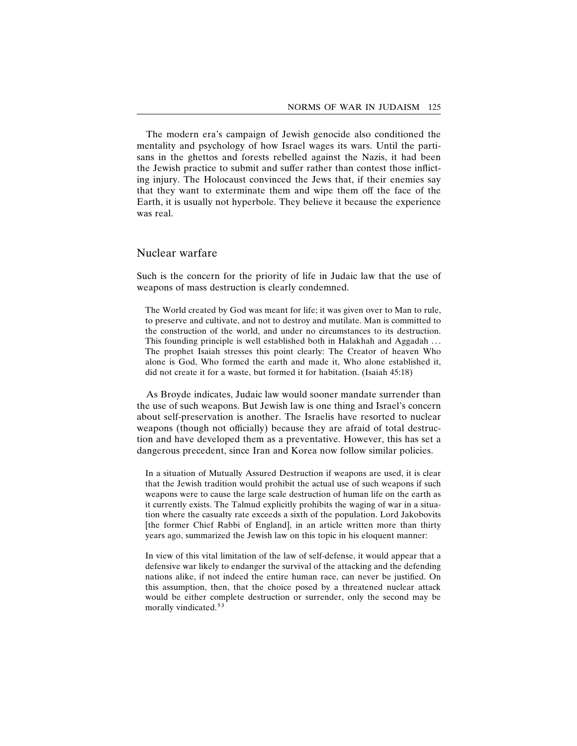The modern era's campaign of Jewish genocide also conditioned the mentality and psychology of how Israel wages its wars. Until the partisans in the ghettos and forests rebelled against the Nazis, it had been the Jewish practice to submit and suffer rather than contest those inflicting injury. The Holocaust convinced the Jews that, if their enemies say that they want to exterminate them and wipe them off the face of the Earth, it is usually not hyperbole. They believe it because the experience was real.

## Nuclear warfare

Such is the concern for the priority of life in Judaic law that the use of weapons of mass destruction is clearly condemned.

> The World created by God was meant for life; it was given over to Man to rule, to preserve and cultivate, and not to destroy and mutilate. Man is committed to the construction of the world, and under no circumstances to its destruction. This founding principle is well established both in Halakhah and Aggadah . . . The prophet Isaiah stresses this point clearly: The Creator of heaven Who alone is God, Who formed the earth and made it, Who alone established it, did not create it for a waste, but formed it for habitation. (Isaiah 45:18)

As Broyde indicates, Judaic law would sooner mandate surrender than the use of such weapons. But Jewish law is one thing and Israel's concern about self-preservation is another. The Israelis have resorted to nuclear weapons (though not officially) because they are afraid of total destruction and have developed them as a preventative. However, this has set a dangerous precedent, since Iran and Korea now follow similar policies.

> In a situation of Mutually Assured Destruction if weapons are used, it is clear that the Jewish tradition would prohibit the actual use of such weapons if such weapons were to cause the large scale destruction of human life on the earth as it currently exists. The Talmud explicitly prohibits the waging of war in a situation where the casualty rate exceeds a sixth of the population. Lord Jakobovits [the former Chief Rabbi of England], in an article written more than thirty years ago, summarized the Jewish law on this topic in his eloquent manner:
>
> In view of this vital limitation of the law of self-defense, it would appear that a defensive war likely to endanger the survival of the attacking and the defending nations alike, if not indeed the entire human race, can never be justified. On this assumption, then, that the choice posed by a threatened nuclear attack would be either complete destruction or surrender, only the second may be morally vindicated.[53]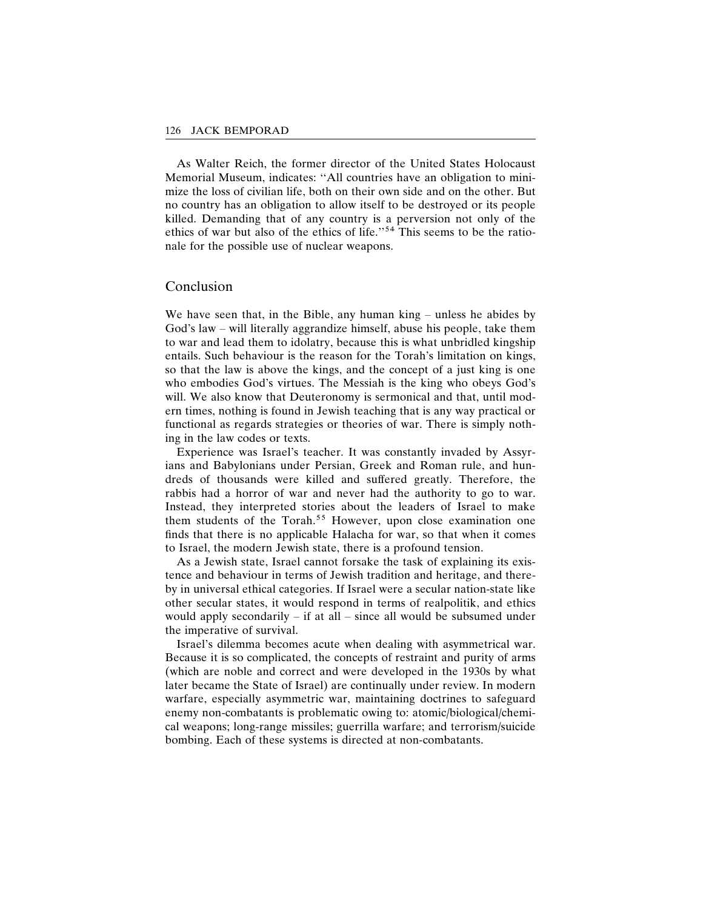As Walter Reich, the former director of the United States Holocaust Memorial Museum, indicates: ''All countries have an obligation to minimize the loss of civilian life, both on their own side and on the other. But no country has an obligation to allow itself to be destroyed or its people killed. Demanding that of any country is a perversion not only of the ethics of war but also of the ethics of life.''[54] This seems to be the rationale for the possible use of nuclear weapons.

## Conclusion

We have seen that, in the Bible, any human king – unless he abides by God's law – will literally aggrandize himself, abuse his people, take them to war and lead them to idolatry, because this is what unbridled kingship entails. Such behaviour is the reason for the Torah's limitation on kings, so that the law is above the kings, and the concept of a just king is one who embodies God's virtues. The Messiah is the king who obeys God's will. We also know that Deuteronomy is sermonical and that, until modern times, nothing is found in Jewish teaching that is any way practical or functional as regards strategies or theories of war. There is simply nothing in the law codes or texts.

Experience was Israel's teacher. It was constantly invaded by Assyrians and Babylonians under Persian, Greek and Roman rule, and hundreds of thousands were killed and suffered greatly. Therefore, the rabbis had a horror of war and never had the authority to go to war. Instead, they interpreted stories about the leaders of Israel to make them students of the Torah.[55] However, upon close examination one finds that there is no applicable Halacha for war, so that when it comes to Israel, the modern Jewish state, there is a profound tension.

As a Jewish state, Israel cannot forsake the task of explaining its existence and behaviour in terms of Jewish tradition and heritage, and thereby in universal ethical categories. If Israel were a secular nation-state like other secular states, it would respond in terms of realpolitik, and ethics would apply secondarily – if at all – since all would be subsumed under the imperative of survival.

Israel's dilemma becomes acute when dealing with asymmetrical war. Because it is so complicated, the concepts of restraint and purity of arms (which are noble and correct and were developed in the 1930s by what later became the State of Israel) are continually under review. In modern warfare, especially asymmetric war, maintaining doctrines to safeguard enemy non-combatants is problematic owing to: atomic/biological/chemical weapons; long-range missiles; guerrilla warfare; and terrorism/suicide bombing. Each of these systems is directed at non-combatants.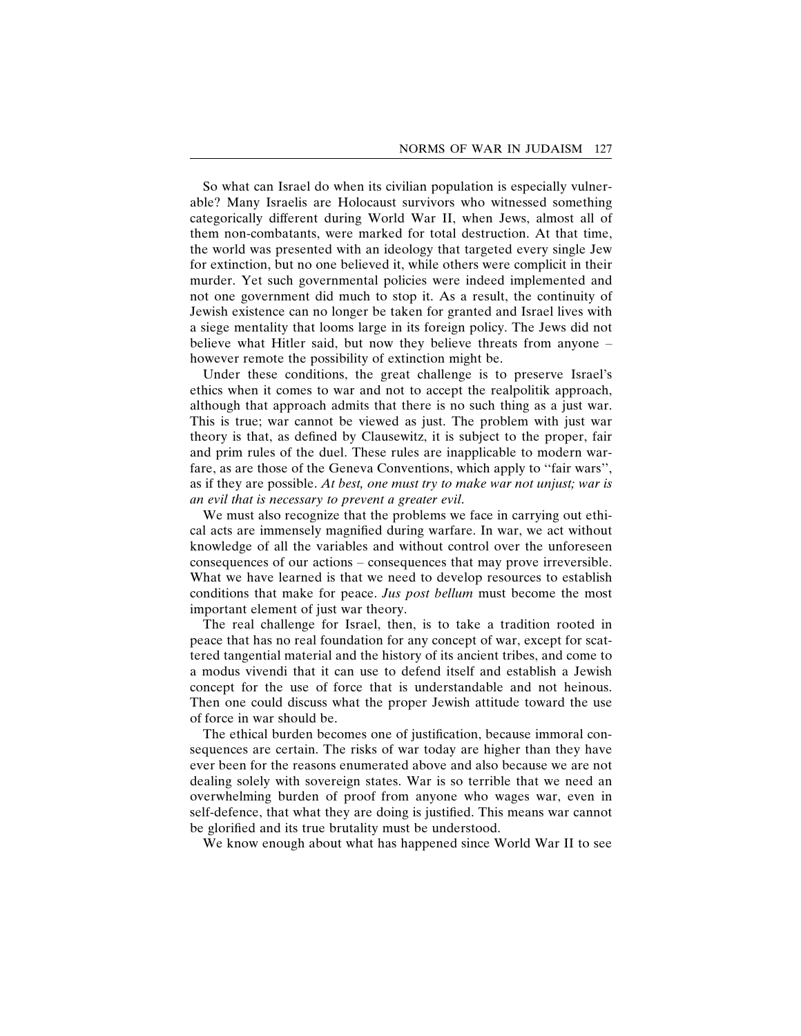So what can Israel do when its civilian population is especially vulnerable? Many Israelis are Holocaust survivors who witnessed something categorically different during World War II, when Jews, almost all of them non-combatants, were marked for total destruction. At that time, the world was presented with an ideology that targeted every single Jew for extinction, but no one believed it, while others were complicit in their murder. Yet such governmental policies were indeed implemented and not one government did much to stop it. As a result, the continuity of Jewish existence can no longer be taken for granted and Israel lives with a siege mentality that looms large in its foreign policy. The Jews did not believe what Hitler said, but now they believe threats from anyone – however remote the possibility of extinction might be.

Under these conditions, the great challenge is to preserve Israel's ethics when it comes to war and not to accept the realpolitik approach, although that approach admits that there is no such thing as a just war. This is true; war cannot be viewed as just. The problem with just war theory is that, as defined by Clausewitz, it is subject to the proper, fair and prim rules of the duel. These rules are inapplicable to modern warfare, as are those of the Geneva Conventions, which apply to ''fair wars'', as if they are possible. *At best, one must try to make war not unjust; war is an evil that is necessary to prevent a greater evil.*

We must also recognize that the problems we face in carrying out ethical acts are immensely magnified during warfare. In war, we act without knowledge of all the variables and without control over the unforeseen consequences of our actions – consequences that may prove irreversible. What we have learned is that we need to develop resources to establish conditions that make for peace. *Jus post bellum* must become the most important element of just war theory.

The real challenge for Israel, then, is to take a tradition rooted in peace that has no real foundation for any concept of war, except for scattered tangential material and the history of its ancient tribes, and come to a modus vivendi that it can use to defend itself and establish a Jewish concept for the use of force that is understandable and not heinous. Then one could discuss what the proper Jewish attitude toward the use of force in war should be.

The ethical burden becomes one of justification, because immoral consequences are certain. The risks of war today are higher than they have ever been for the reasons enumerated above and also because we are not dealing solely with sovereign states. War is so terrible that we need an overwhelming burden of proof from anyone who wages war, even in self-defence, that what they are doing is justified. This means war cannot be glorified and its true brutality must be understood.

We know enough about what has happened since World War II to see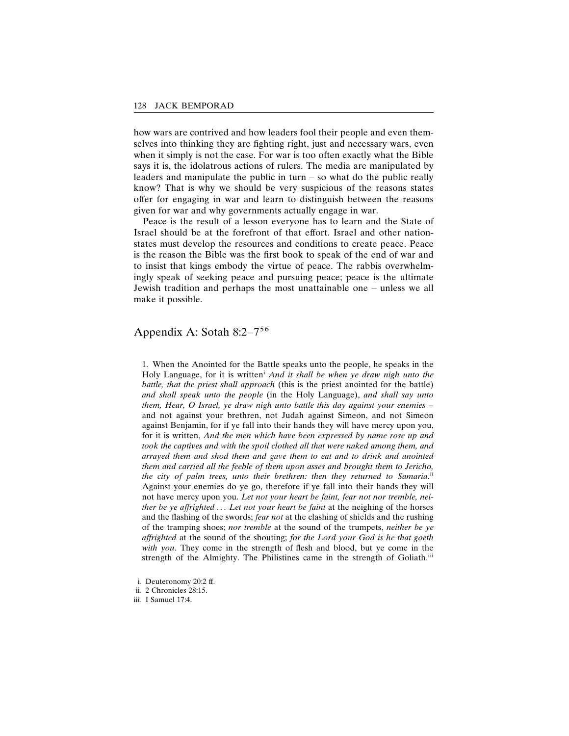how wars are contrived and how leaders fool their people and even themselves into thinking they are fighting right, just and necessary wars, even when it simply is not the case. For war is too often exactly what the Bible says it is, the idolatrous actions of rulers. The media are manipulated by leaders and manipulate the public in turn – so what do the public really know? That is why we should be very suspicious of the reasons states offer for engaging in war and learn to distinguish between the reasons given for war and why governments actually engage in war.

Peace is the result of a lesson everyone has to learn and the State of Israel should be at the forefront of that effort. Israel and other nation-states must develop the resources and conditions to create peace. Peace is the reason the Bible was the first book to speak of the end of war and to insist that kings embody the virtue of peace. The rabbis overwhelmingly speak of seeking peace and pursuing peace; peace is the ultimate Jewish tradition and perhaps the most unattainable one – unless we all make it possible.

## Appendix A: Sotah 8:2–7[56]

1. When the Anointed for the Battle speaks unto the people, he speaks in the Holy Language, for it is written[i] *And it shall be when ye draw nigh unto the battle, that the priest shall approach* (this is the priest anointed for the battle) *and shall speak unto the people* (in the Holy Language), *and shall say unto them, Hear, O Israel, ye draw nigh unto battle this day against your enemies* – and not against your brethren, not Judah against Simeon, and not Simeon against Benjamin, for if ye fall into their hands they will have mercy upon you, for it is written, *And the men which have been expressed by name rose up and took the captives and with the spoil clothed all that were naked among them, and arrayed them and shod them and gave them to eat and to drink and anointed them and carried all the feeble of them upon asses and brought them to Jericho, the city of palm trees, unto their brethren: then they returned to Samaria*.[ii] Against your enemies do ye go, therefore if ye fall into their hands they will not have mercy upon you. *Let not your heart be faint, fear not nor tremble, neither be ye affrighted . . . Let not your heart be faint* at the neighing of the horses and the flashing of the swords; *fear not* at the clashing of shields and the rushing of the tramping shoes; *nor tremble* at the sound of the trumpets, *neither be ye affrighted* at the sound of the shouting; *for the Lord your God is he that goeth with you*. They come in the strength of flesh and blood, but ye come in the strength of the Almighty. The Philistines came in the strength of Goliath.[iii]

i. Deuteronomy 20:2 ff.
ii. 2 Chronicles 28:15.
iii. I Samuel 17:4.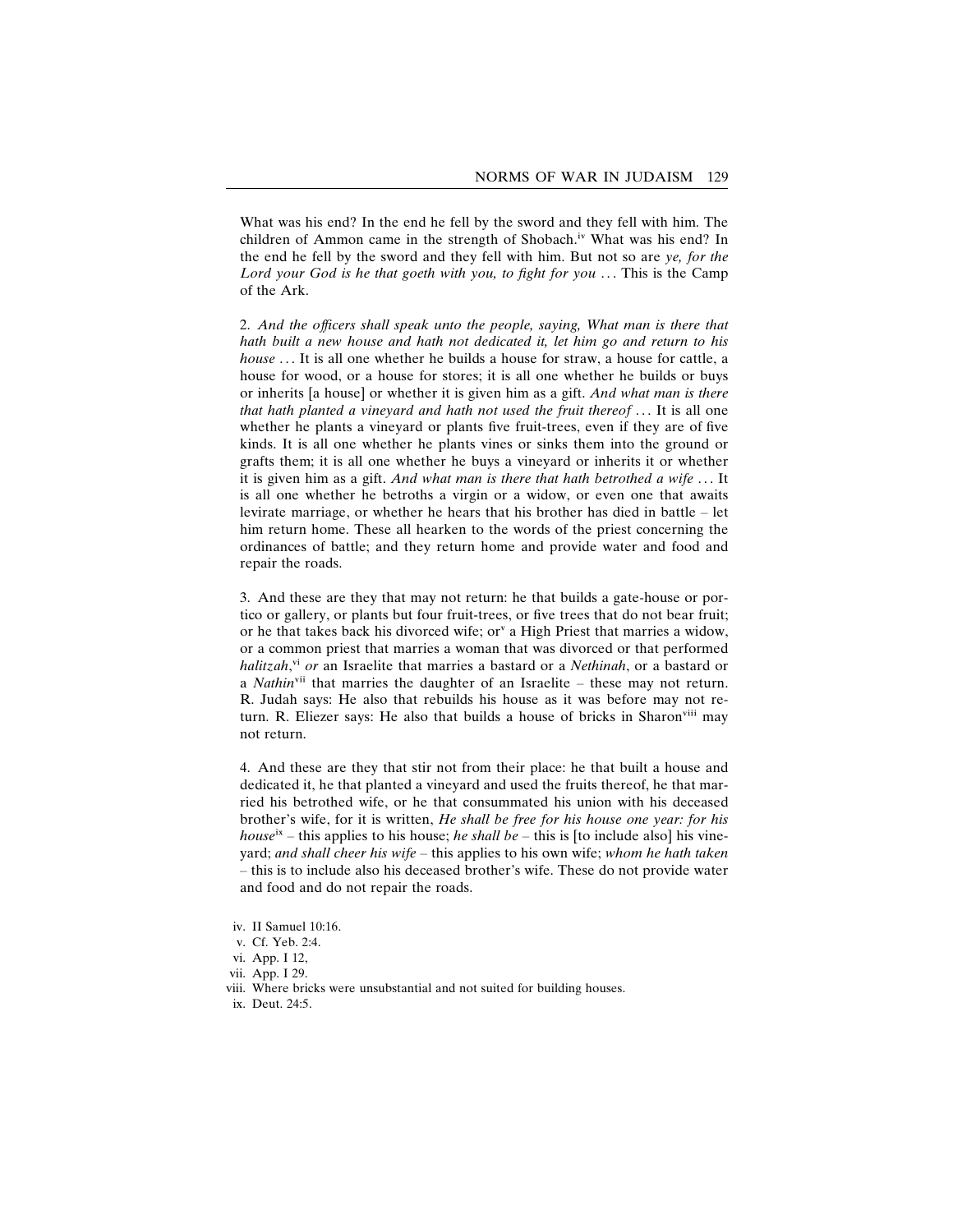What was his end? In the end he fell by the sword and they fell with him. The children of Ammon came in the strength of Shobach.[iv] What was his end? In the end he fell by the sword and they fell with him. But not so are *ye, for the Lord your God is he that goeth with you, to fight for you* . . . This is the Camp of the Ark.

2. *And the officers shall speak unto the people, saying, What man is there that hath built a new house and hath not dedicated it, let him go and return to his house* . . . It is all one whether he builds a house for straw, a house for cattle, a house for wood, or a house for stores; it is all one whether he builds or buys or inherits [a house] or whether it is given him as a gift. *And what man is there that hath planted a vineyard and hath not used the fruit thereof* . . . It is all one whether he plants a vineyard or plants five fruit-trees, even if they are of five kinds. It is all one whether he plants vines or sinks them into the ground or grafts them; it is all one whether he buys a vineyard or inherits it or whether it is given him as a gift. *And what man is there that hath betrothed a wife* . . . It is all one whether he betroths a virgin or a widow, or even one that awaits levirate marriage, or whether he hears that his brother has died in battle – let him return home. These all hearken to the words of the priest concerning the ordinances of battle; and they return home and provide water and food and repair the roads.

3. And these are they that may not return: he that builds a gate-house or portico or gallery, or plants but four fruit-trees, or five trees that do not bear fruit; or he that takes back his divorced wife; or[v] a High Priest that marries a widow, or a common priest that marries a woman that was divorced or that performed *halitzah*,[vi] *or* an Israelite that marries a bastard or a *Nethinah*, or a bastard or a *Nathin*[vii] that marries the daughter of an Israelite – these may not return. R. Judah says: He also that rebuilds his house as it was before may not return. R. Eliezer says: He also that builds a house of bricks in Sharon[viii] may not return.

4. And these are they that stir not from their place: he that built a house and dedicated it, he that planted a vineyard and used the fruits thereof, he that married his betrothed wife, or he that consummated his union with his deceased brother's wife, for it is written, *He shall be free for his house one year: for his house*[ix] – this applies to his house; *he shall be* – this is [to include also] his vineyard; *and shall cheer his wife* – this applies to his own wife; *whom he hath taken* – this is to include also his deceased brother's wife. These do not provide water and food and do not repair the roads.

iv. II Samuel 10:16.
v. Cf. Yeb. 2:4.
vi. App. I 12,
vii. App. I 29.
viii. Where bricks were unsubstantial and not suited for building houses.
ix. Deut. 24:5.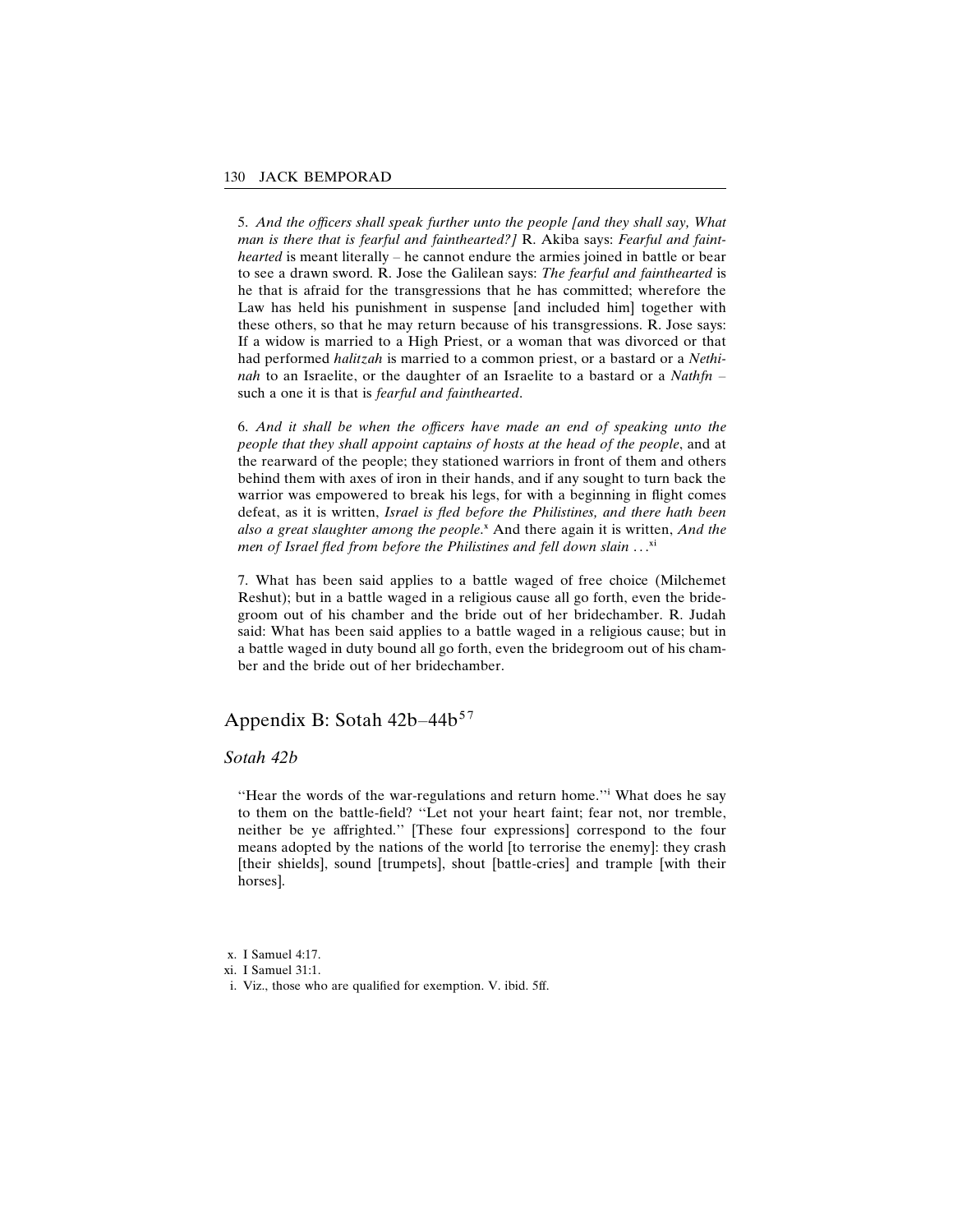5. *And the officers shall speak further unto the people [and they shall say, What man is there that is fearful and fainthearted?]* R. Akiba says: *Fearful and fainthearted* is meant literally – he cannot endure the armies joined in battle or bear to see a drawn sword. R. Jose the Galilean says: *The fearful and fainthearted* is he that is afraid for the transgressions that he has committed; wherefore the Law has held his punishment in suspense [and included him] together with these others, so that he may return because of his transgressions. R. Jose says: If a widow is married to a High Priest, or a woman that was divorced or that had performed *halitzah* is married to a common priest, or a bastard or a *Nethinah* to an Israelite, or the daughter of an Israelite to a bastard or a *Nathfn* – such a one it is that is *fearful and fainthearted*.

6. *And it shall be when the officers have made an end of speaking unto the people that they shall appoint captains of hosts at the head of the people*, and at the rearward of the people; they stationed warriors in front of them and others behind them with axes of iron in their hands, and if any sought to turn back the warrior was empowered to break his legs, for with a beginning in flight comes defeat, as it is written, *Israel is fled before the Philistines, and there hath been also a great slaughter among the people*.[x] And there again it is written, *And the men of Israel fled from before the Philistines and fell down slain* ...[xi]

7. What has been said applies to a battle waged of free choice (Milchemet Reshut); but in a battle waged in a religious cause all go forth, even the bridegroom out of his chamber and the bride out of her bridechamber. R. Judah said: What has been said applies to a battle waged in a religious cause; but in a battle waged in duty bound all go forth, even the bridegroom out of his chamber and the bride out of her bridechamber.

## Appendix B: Sotah 42b–44b[57]

### *Sotah 42b*

"Hear the words of the war-regulations and return home."[i] What does he say to them on the battle-field? "Let not your heart faint; fear not, nor tremble, neither be ye affrighted." [These four expressions] correspond to the four means adopted by the nations of the world [to terrorise the enemy]: they crash [their shields], sound [trumpets], shout [battle-cries] and trample [with their horses].

x. I Samuel 4:17.
xi. I Samuel 31:1.
i. Viz., those who are qualified for exemption. V. ibid. 5ff.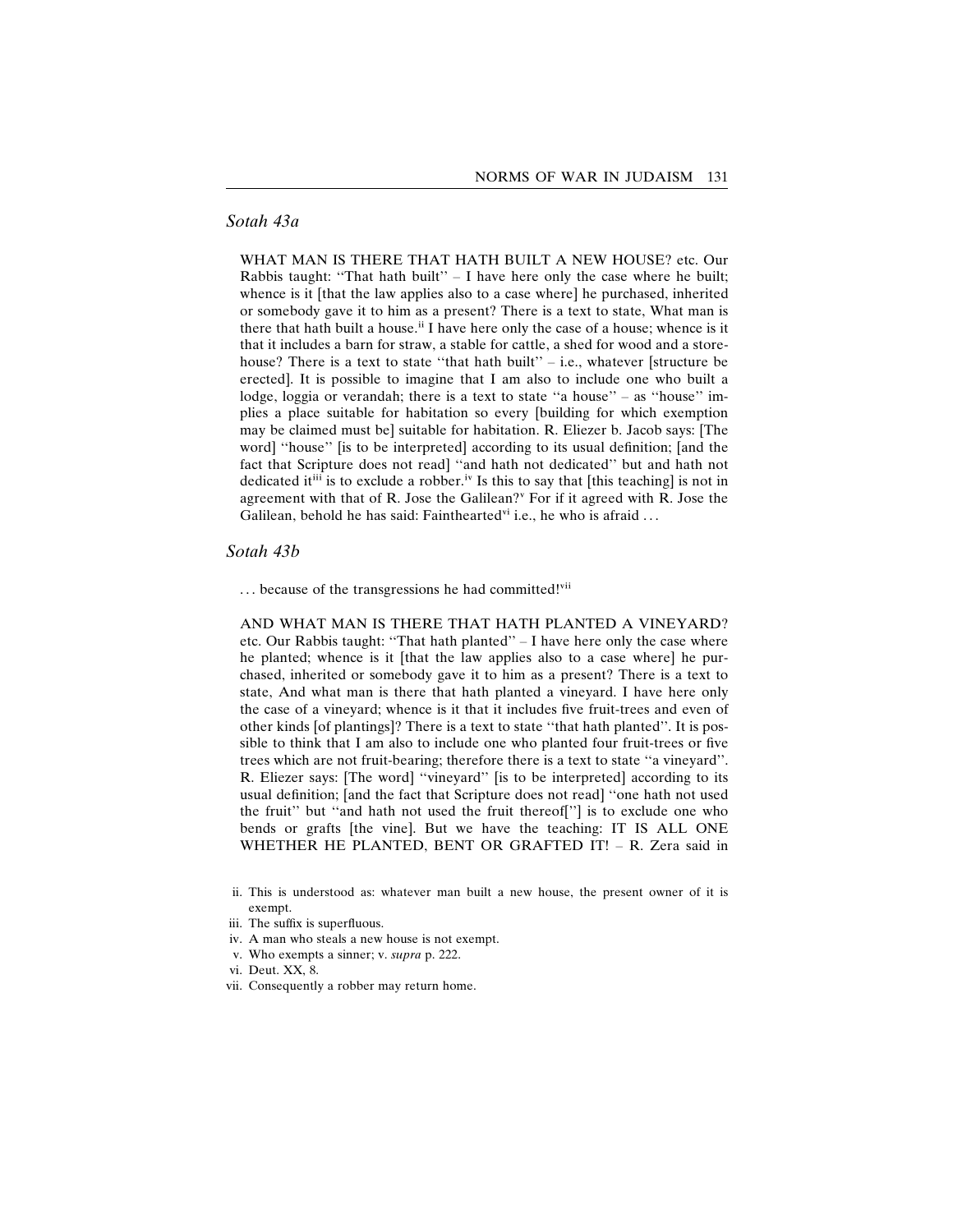## *Sotah 43a*

WHAT MAN IS THERE THAT HATH BUILT A NEW HOUSE? etc. Our Rabbis taught: "That hath built" – I have here only the case where he built; whence is it [that the law applies also to a case where] he purchased, inherited or somebody gave it to him as a present? There is a text to state, What man is there that hath built a house.[ii] I have here only the case of a house; whence is it that it includes a barn for straw, a stable for cattle, a shed for wood and a storehouse? There is a text to state "that hath built" – i.e., whatever [structure be erected]. It is possible to imagine that I am also to include one who built a lodge, loggia or verandah; there is a text to state "a house" – as "house" implies a place suitable for habitation so every [building for which exemption may be claimed must be] suitable for habitation. R. Eliezer b. Jacob says: [The word] "house" [is to be interpreted] according to its usual definition; [and the fact that Scripture does not read] "and hath not dedicated" but and hath not dedicated it[iii] is to exclude a robber.[iv] Is this to say that [this teaching] is not in agreement with that of R. Jose the Galilean?[v] For if it agreed with R. Jose the Galilean, behold he has said: Fainthearted[vi] i.e., he who is afraid ...

## *Sotah 43b*

... because of the transgressions he had committed![vii]

AND WHAT MAN IS THERE THAT HATH PLANTED A VINEYARD? etc. Our Rabbis taught: "That hath planted" – I have here only the case where he planted; whence is it [that the law applies also to a case where] he purchased, inherited or somebody gave it to him as a present? There is a text to state, And what man is there that hath planted a vineyard. I have here only the case of a vineyard; whence is it that it includes five fruit-trees and even of other kinds [of plantings]? There is a text to state "that hath planted". It is possible to think that I am also to include one who planted four fruit-trees or five trees which are not fruit-bearing; therefore there is a text to state "a vineyard". R. Eliezer says: [The word] "vineyard" [is to be interpreted] according to its usual definition; [and the fact that Scripture does not read] "one hath not used the fruit" but "and hath not used the fruit thereof["] is to exclude one who bends or grafts [the vine]. But we have the teaching: IT IS ALL ONE WHETHER HE PLANTED, BENT OR GRAFTED IT! – R. Zera said in

ii. This is understood as: whatever man built a new house, the present owner of it is exempt.

iii. The suffix is superfluous.

iv. A man who steals a new house is not exempt.

v. Who exempts a sinner; v. *supra* p. 222.

vi. Deut. XX, 8.

vii. Consequently a robber may return home.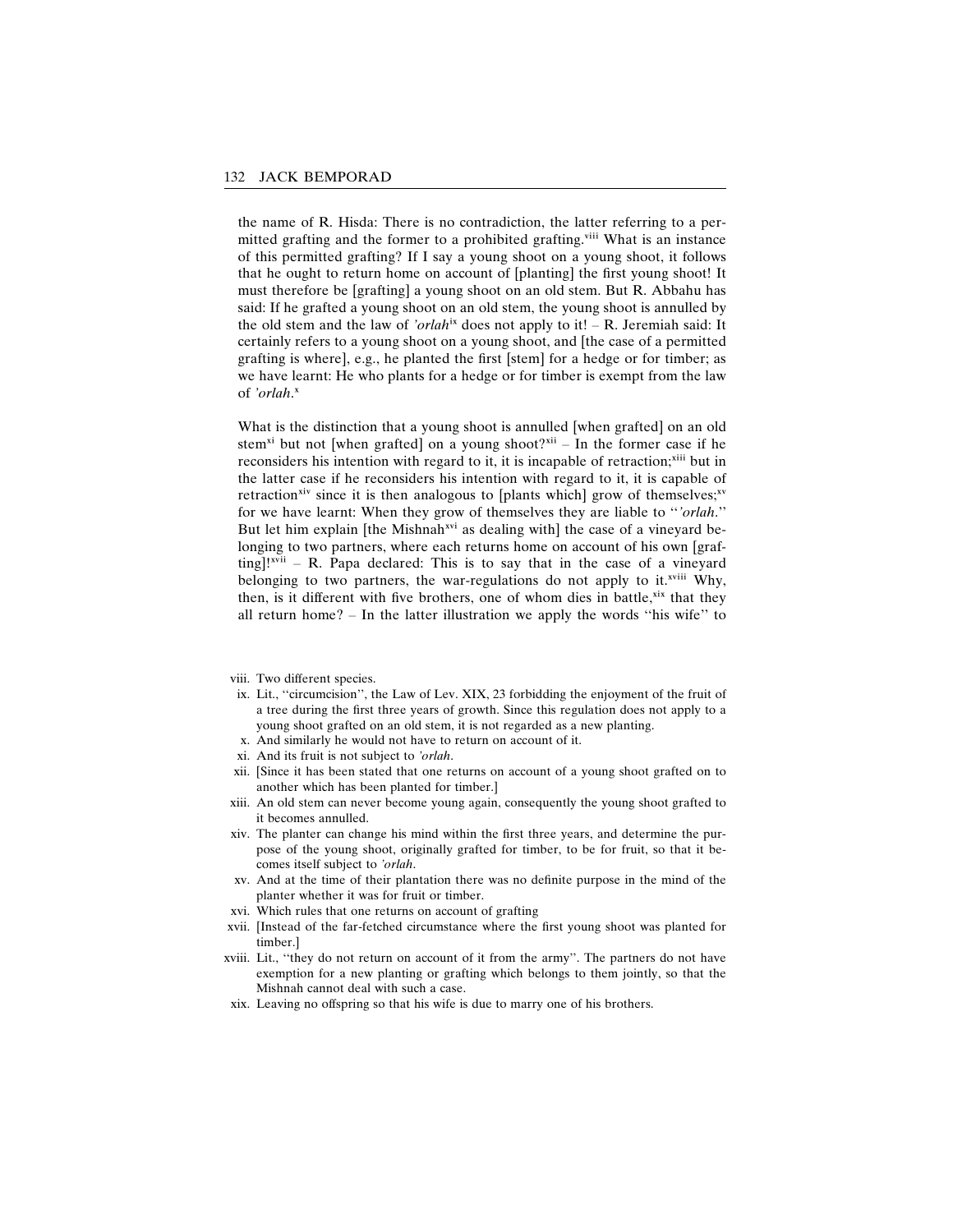the name of R. Hisda: There is no contradiction, the latter referring to a permitted grafting and the former to a prohibited grafting.[viii] What is an instance of this permitted grafting? If I say a young shoot on a young shoot, it follows that he ought to return home on account of [planting] the first young shoot! It must therefore be [grafting] a young shoot on an old stem. But R. Abbahu has said: If he grafted a young shoot on an old stem, the young shoot is annulled by the old stem and the law of *'orlah*[ix] does not apply to it! – R. Jeremiah said: It certainly refers to a young shoot on a young shoot, and [the case of a permitted grafting is where], e.g., he planted the first [stem] for a hedge or for timber; as we have learnt: He who plants for a hedge or for timber is exempt from the law of *'orlah*.[x]

What is the distinction that a young shoot is annulled [when grafted] on an old stem[xi] but not [when grafted] on a young shoot?[xii] – In the former case if he reconsiders his intention with regard to it, it is incapable of retraction;[xiii] but in the latter case if he reconsiders his intention with regard to it, it is capable of retraction[xiv] since it is then analogous to [plants which] grow of themselves;[xv] for we have learnt: When they grow of themselves they are liable to "*'orlah*." But let him explain [the Mishnah[xvi] as dealing with] the case of a vineyard belonging to two partners, where each returns home on account of his own [grafting]![xvii] – R. Papa declared: This is to say that in the case of a vineyard belonging to two partners, the war-regulations do not apply to it.[xviii] Why, then, is it different with five brothers, one of whom dies in battle,[xix] that they all return home? – In the latter illustration we apply the words "his wife" to

viii. Two different species.

ix. Lit., "circumcision", the Law of Lev. XIX, 23 forbidding the enjoyment of the fruit of a tree during the first three years of growth. Since this regulation does not apply to a young shoot grafted on an old stem, it is not regarded as a new planting.

x. And similarly he would not have to return on account of it.

xi. And its fruit is not subject to *'orlah*.

xii. [Since it has been stated that one returns on account of a young shoot grafted on to another which has been planted for timber.]

xiii. An old stem can never become young again, consequently the young shoot grafted to it becomes annulled.

xiv. The planter can change his mind within the first three years, and determine the purpose of the young shoot, originally grafted for timber, to be for fruit, so that it becomes itself subject to *'orlah*.

xv. And at the time of their plantation there was no definite purpose in the mind of the planter whether it was for fruit or timber.

xvi. Which rules that one returns on account of grafting

xvii. [Instead of the far-fetched circumstance where the first young shoot was planted for timber.]

xviii. Lit., "they do not return on account of it from the army". The partners do not have exemption for a new planting or grafting which belongs to them jointly, so that the Mishnah cannot deal with such a case.

xix. Leaving no offspring so that his wife is due to marry one of his brothers.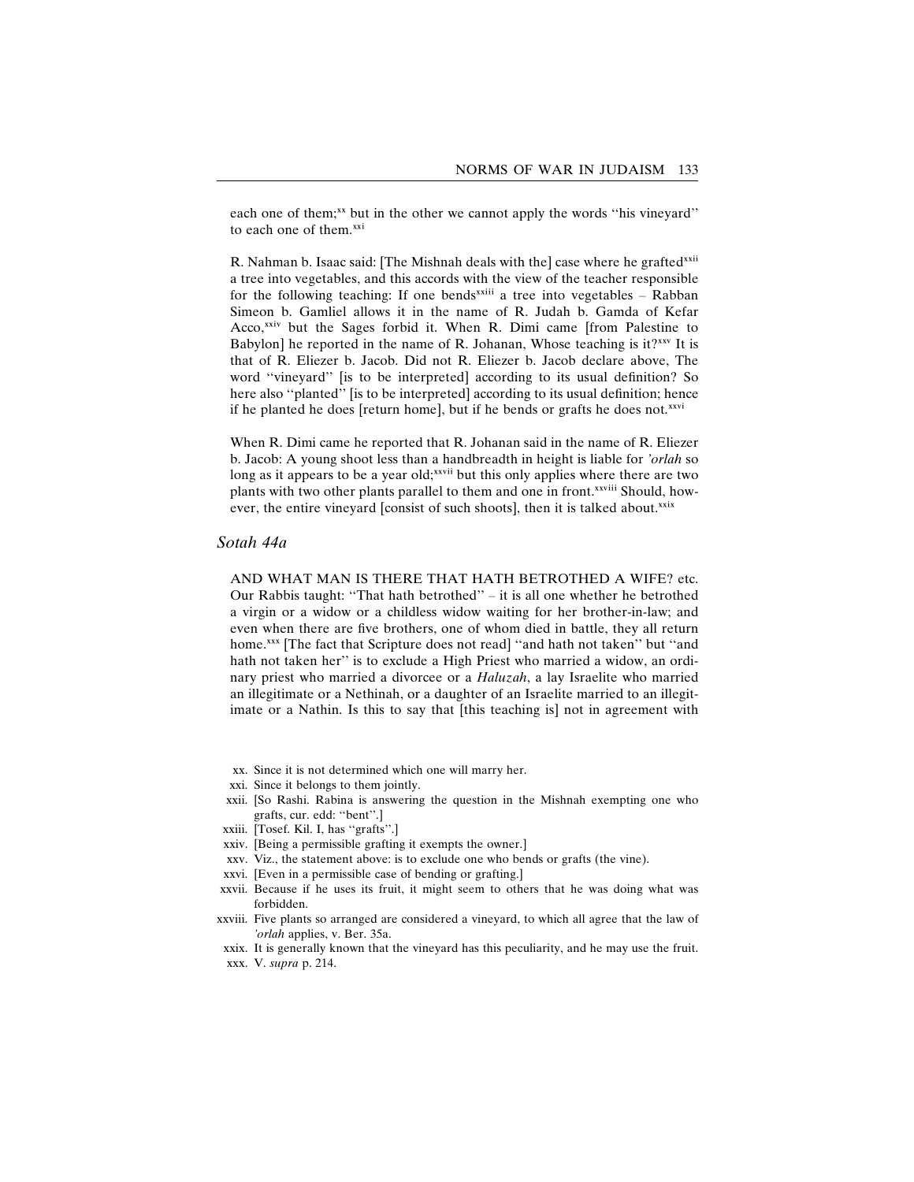each one of them;[xx] but in the other we cannot apply the words ''his vineyard'' to each one of them.[xxi]

R. Nahman b. Isaac said: [The Mishnah deals with the] case where he grafted[xxii] a tree into vegetables, and this accords with the view of the teacher responsible for the following teaching: If one bends[xxiii] a tree into vegetables – Rabban Simeon b. Gamliel allows it in the name of R. Judah b. Gamda of Kefar Acco,[xxiv] but the Sages forbid it. When R. Dimi came [from Palestine to Babylon] he reported in the name of R. Johanan, Whose teaching is it?[xxv] It is that of R. Eliezer b. Jacob. Did not R. Eliezer b. Jacob declare above, The word ''vineyard'' [is to be interpreted] according to its usual definition? So here also ''planted'' [is to be interpreted] according to its usual definition; hence if he planted he does [return home], but if he bends or grafts he does not.[xxvi]

When R. Dimi came he reported that R. Johanan said in the name of R. Eliezer b. Jacob: A young shoot less than a handbreadth in height is liable for *'orlah* so long as it appears to be a year old;[xxvii] but this only applies where there are two plants with two other plants parallel to them and one in front.[xxviii] Should, however, the entire vineyard [consist of such shoots], then it is talked about.[xxix]

## *Sotah 44a*

AND WHAT MAN IS THERE THAT HATH BETROTHED A WIFE? etc. Our Rabbis taught: ''That hath betrothed'' – it is all one whether he betrothed a virgin or a widow or a childless widow waiting for her brother-in-law; and even when there are five brothers, one of whom died in battle, they all return home.[xxx] [The fact that Scripture does not read] ''and hath not taken'' but ''and hath not taken her'' is to exclude a High Priest who married a widow, an ordinary priest who married a divorcee or a *Haluzah*, a lay Israelite who married an illegitimate or a Nethinah, or a daughter of an Israelite married to an illegitimate or a Nathin. Is this to say that [this teaching is] not in agreement with

xx. Since it is not determined which one will marry her.
xxi. Since it belongs to them jointly.
xxii. [So Rashi. Rabina is answering the question in the Mishnah exempting one who grafts, cur. edd: ''bent''.]
xxiii. [Tosef. Kil. I, has ''grafts''.]
xxiv. [Being a permissible grafting it exempts the owner.]
xxv. Viz., the statement above: is to exclude one who bends or grafts (the vine).
xxvi. [Even in a permissible case of bending or grafting.]
xxvii. Because if he uses its fruit, it might seem to others that he was doing what was forbidden.
xxviii. Five plants so arranged are considered a vineyard, to which all agree that the law of *'orlah* applies, v. Ber. 35a.
xxix. It is generally known that the vineyard has this peculiarity, and he may use the fruit.
xxx. V. *supra* p. 214.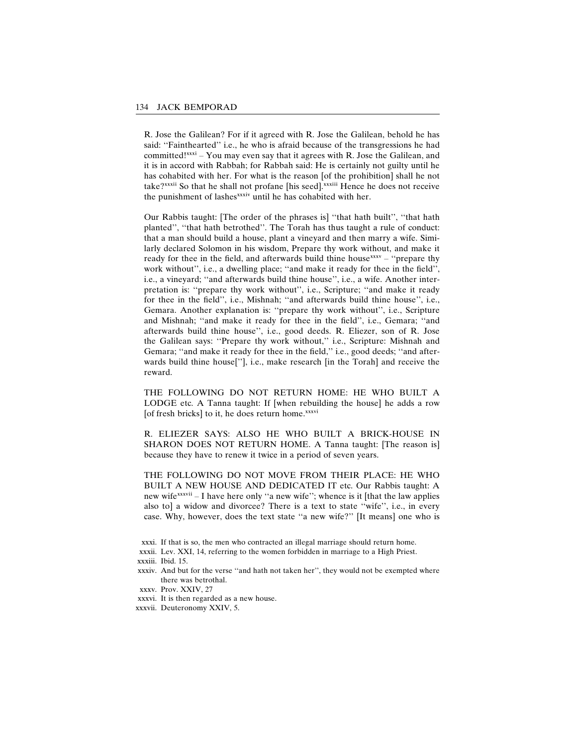R. Jose the Galilean? For if it agreed with R. Jose the Galilean, behold he has said: ''Fainthearted'' i.e., he who is afraid because of the transgressions he had committed![xxxi] – You may even say that it agrees with R. Jose the Galilean, and it is in accord with Rabbah; for Rabbah said: He is certainly not guilty until he has cohabited with her. For what is the reason [of the prohibition] shall he not take?[xxxii] So that he shall not profane [his seed].[xxxiii] Hence he does not receive the punishment of lashes[xxxiv] until he has cohabited with her.

Our Rabbis taught: [The order of the phrases is] ''that hath built'', ''that hath planted'', ''that hath betrothed''. The Torah has thus taught a rule of conduct: that a man should build a house, plant a vineyard and then marry a wife. Similarly declared Solomon in his wisdom, Prepare thy work without, and make it ready for thee in the field, and afterwards build thine house[xxxv] – ''prepare thy work without'', i.e., a dwelling place; ''and make it ready for thee in the field'', i.e., a vineyard; ''and afterwards build thine house'', i.e., a wife. Another interpretation is: ''prepare thy work without'', i.e., Scripture; ''and make it ready for thee in the field'', i.e., Mishnah; ''and afterwards build thine house'', i.e., Gemara. Another explanation is: ''prepare thy work without'', i.e., Scripture and Mishnah; ''and make it ready for thee in the field'', i.e., Gemara; ''and afterwards build thine house'', i.e., good deeds. R. Eliezer, son of R. Jose the Galilean says: ''Prepare thy work without,'' i.e., Scripture: Mishnah and Gemara; ''and make it ready for thee in the field,'' i.e., good deeds; ''and afterwards build thine house['']. i.e., make research [in the Torah] and receive the reward.

THE FOLLOWING DO NOT RETURN HOME: HE WHO BUILT A LODGE etc. A Tanna taught: If [when rebuilding the house] he adds a row [of fresh bricks] to it, he does return home.[xxxvi]

R. ELIEZER SAYS: ALSO HE WHO BUILT A BRICK-HOUSE IN SHARON DOES NOT RETURN HOME. A Tanna taught: [The reason is] because they have to renew it twice in a period of seven years.

THE FOLLOWING DO NOT MOVE FROM THEIR PLACE: HE WHO BUILT A NEW HOUSE AND DEDICATED IT etc. Our Rabbis taught: A new wife[xxxvii] – I have here only ''a new wife''; whence is it [that the law applies also to] a widow and divorcee? There is a text to state ''wife'', i.e., in every case. Why, however, does the text state ''a new wife?'' [It means] one who is

xxxi. If that is so, the men who contracted an illegal marriage should return home.

xxxii. Lev. XXI, 14, referring to the women forbidden in marriage to a High Priest.

xxxiii. Ibid. 15.

xxxiv. And but for the verse ''and hath not taken her'', they would not be exempted where there was betrothal.

xxxv. Prov. XXIV, 27

xxxvi. It is then regarded as a new house.

xxxvii. Deuteronomy XXIV, 5.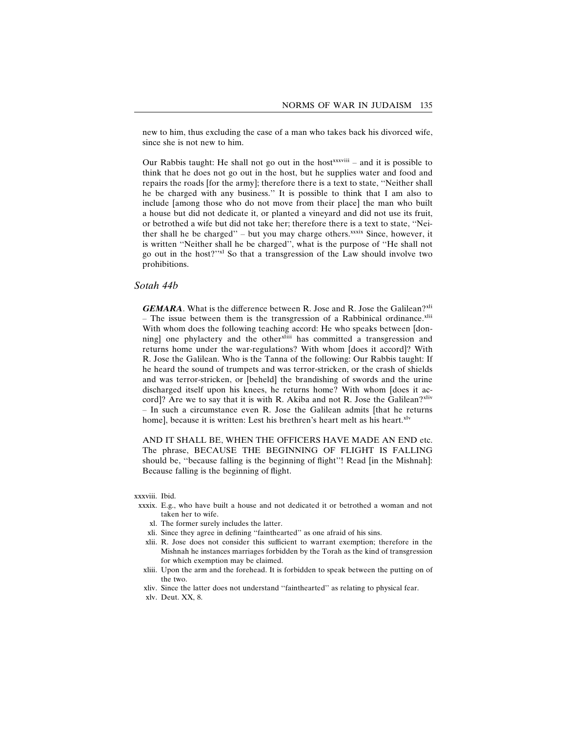new to him, thus excluding the case of a man who takes back his divorced wife, since she is not new to him.

Our Rabbis taught: He shall not go out in the host[xxxviii] – and it is possible to think that he does not go out in the host, but he supplies water and food and repairs the roads [for the army]; therefore there is a text to state, "Neither shall he be charged with any business." It is possible to think that I am also to include [among those who do not move from their place] the man who built a house but did not dedicate it, or planted a vineyard and did not use its fruit, or betrothed a wife but did not take her; therefore there is a text to state, "Neither shall he be charged" – but you may charge others.[xxxix] Since, however, it is written "Neither shall he be charged", what is the purpose of "He shall not go out in the host?"[xl] So that a transgression of the Law should involve two prohibitions.

## *Sotah 44b*

***GEMARA***. What is the difference between R. Jose and R. Jose the Galilean?[xli] – The issue between them is the transgression of a Rabbinical ordinance.[xlii] With whom does the following teaching accord: He who speaks between [donning] one phylactery and the other[xliii] has committed a transgression and returns home under the war-regulations? With whom [does it accord]? With R. Jose the Galilean. Who is the Tanna of the following: Our Rabbis taught: If he heard the sound of trumpets and was terror-stricken, or the crash of shields and was terror-stricken, or [beheld] the brandishing of swords and the urine discharged itself upon his knees, he returns home? With whom [does it accord]? Are we to say that it is with R. Akiba and not R. Jose the Galilean?[xliv] – In such a circumstance even R. Jose the Galilean admits [that he returns home], because it is written: Lest his brethren's heart melt as his heart.[xlv]

AND IT SHALL BE, WHEN THE OFFICERS HAVE MADE AN END etc. The phrase, BECAUSE THE BEGINNING OF FLIGHT IS FALLING should be, "because falling is the beginning of flight"! Read [in the Mishnah]: Because falling is the beginning of flight.

xxxviii. Ibid.

xxxix. E.g., who have built a house and not dedicated it or betrothed a woman and not taken her to wife.

xl. The former surely includes the latter.

xli. Since they agree in defining "fainthearted" as one afraid of his sins.

xlii. R. Jose does not consider this sufficient to warrant exemption; therefore in the Mishnah he instances marriages forbidden by the Torah as the kind of transgression for which exemption may be claimed.

xliii. Upon the arm and the forehead. It is forbidden to speak between the putting on of the two.

xliv. Since the latter does not understand "fainthearted" as relating to physical fear.

xlv. Deut. XX, 8.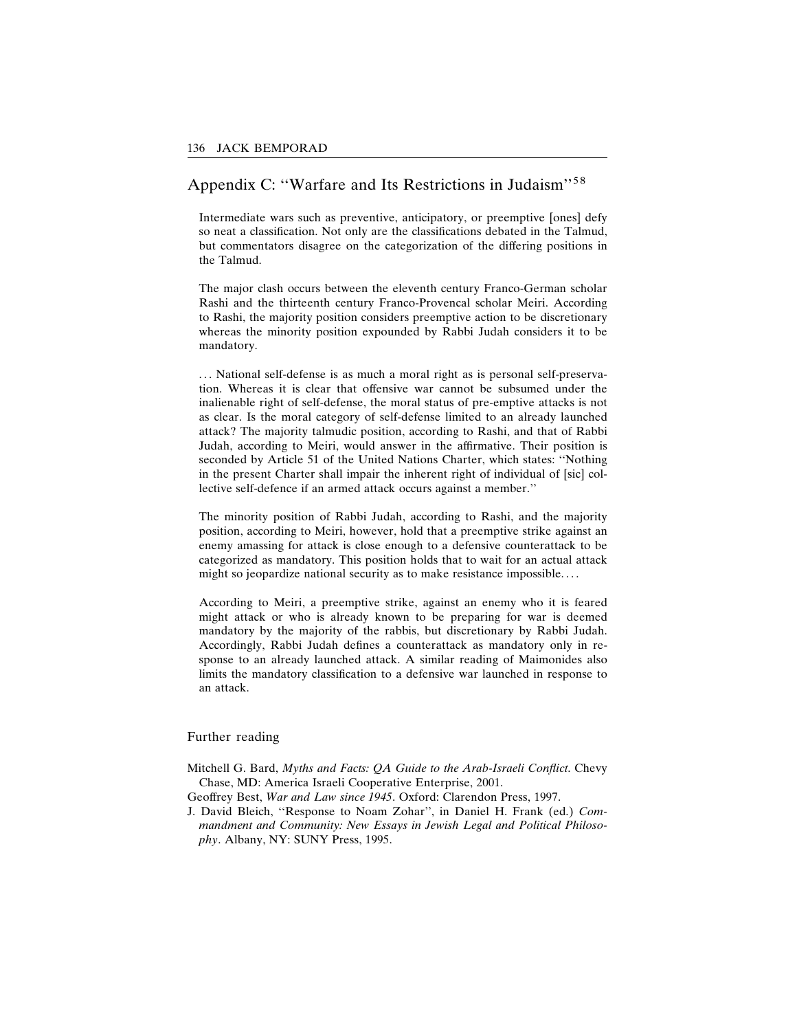## Appendix C: "Warfare and Its Restrictions in Judaism"[58]

> Intermediate wars such as preventive, anticipatory, or preemptive [ones] defy so neat a classification. Not only are the classifications debated in the Talmud, but commentators disagree on the categorization of the differing positions in the Talmud.
>
> The major clash occurs between the eleventh century Franco-German scholar Rashi and the thirteenth century Franco-Provencal scholar Meiri. According to Rashi, the majority position considers preemptive action to be discretionary whereas the minority position expounded by Rabbi Judah considers it to be mandatory.
>
> . . . National self-defense is as much a moral right as is personal self-preservation. Whereas it is clear that offensive war cannot be subsumed under the inalienable right of self-defense, the moral status of pre-emptive attacks is not as clear. Is the moral category of self-defense limited to an already launched attack? The majority talmudic position, according to Rashi, and that of Rabbi Judah, according to Meiri, would answer in the affirmative. Their position is seconded by Article 51 of the United Nations Charter, which states: "Nothing in the present Charter shall impair the inherent right of individual of [sic] collective self-defence if an armed attack occurs against a member."
>
> The minority position of Rabbi Judah, according to Rashi, and the majority position, according to Meiri, however, hold that a preemptive strike against an enemy amassing for attack is close enough to a defensive counterattack to be categorized as mandatory. This position holds that to wait for an actual attack might so jeopardize national security as to make resistance impossible. . . .
>
> According to Meiri, a preemptive strike, against an enemy who it is feared might attack or who is already known to be preparing for war is deemed mandatory by the majority of the rabbis, but discretionary by Rabbi Judah. Accordingly, Rabbi Judah defines a counterattack as mandatory only in response to an already launched attack. A similar reading of Maimonides also limits the mandatory classification to a defensive war launched in response to an attack.

### Further reading

Mitchell G. Bard, *Myths and Facts: QA Guide to the Arab-Israeli Conflict*. Chevy Chase, MD: America Israeli Cooperative Enterprise, 2001.

Geoffrey Best, *War and Law since 1945*. Oxford: Clarendon Press, 1997.

J. David Bleich, "Response to Noam Zohar", in Daniel H. Frank (ed.) *Commandment and Community: New Essays in Jewish Legal and Political Philosophy*. Albany, NY: SUNY Press, 1995.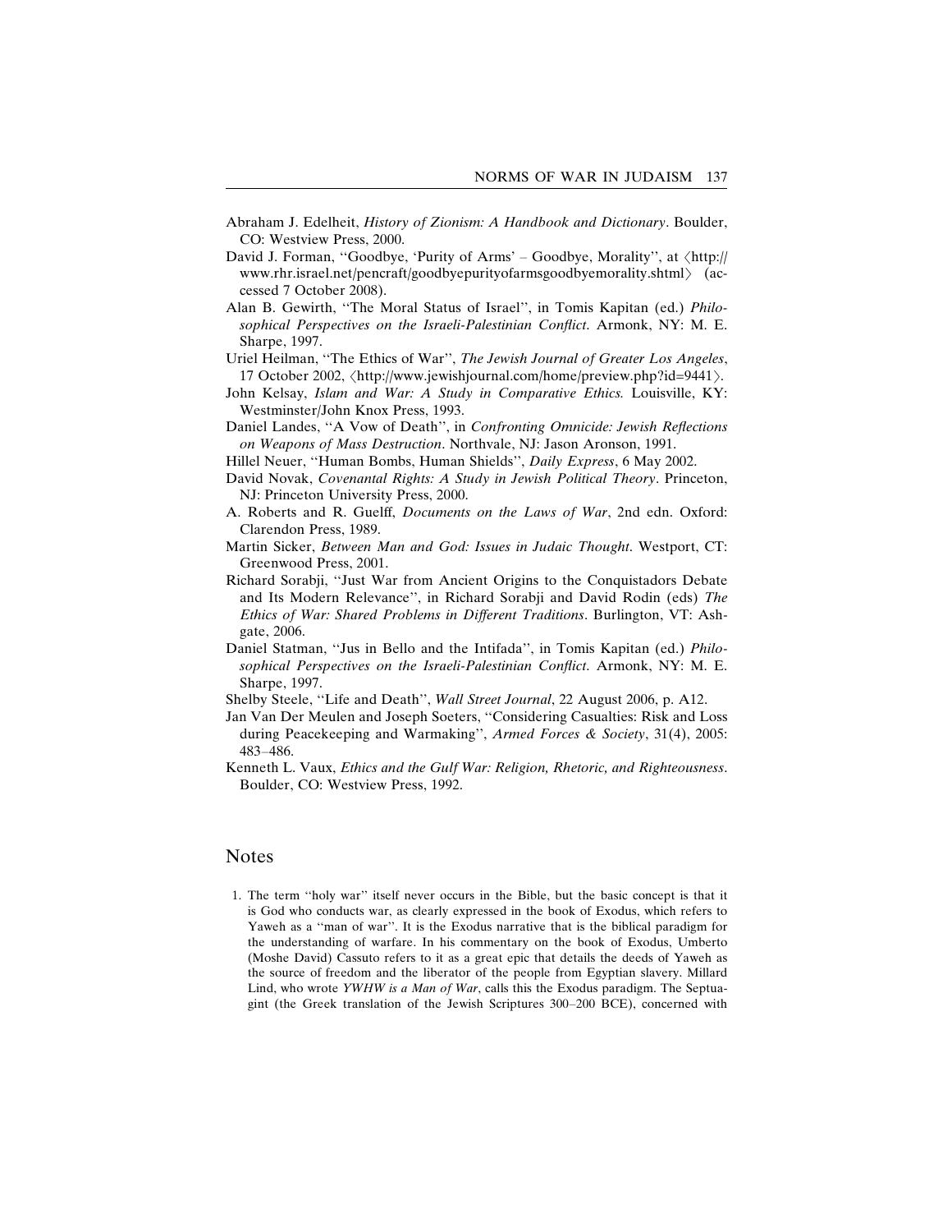Abraham J. Edelheit, *History of Zionism: A Handbook and Dictionary*. Boulder, CO: Westview Press, 2000.

David J. Forman, ''Goodbye, 'Purity of Arms' – Goodbye, Morality'', at ⟨http://www.rhr.israel.net/pencraft/goodbyepurityofarmsgoodbyemorality.shtml⟩ (accessed 7 October 2008).

Alan B. Gewirth, ''The Moral Status of Israel'', in Tomis Kapitan (ed.) *Philosophical Perspectives on the Israeli-Palestinian Conflict*. Armonk, NY: M. E. Sharpe, 1997.

Uriel Heilman, ''The Ethics of War'', *The Jewish Journal of Greater Los Angeles*, 17 October 2002, ⟨http://www.jewishjournal.com/home/preview.php?id=9441⟩.

John Kelsay, *Islam and War: A Study in Comparative Ethics.* Louisville, KY: Westminster/John Knox Press, 1993.

Daniel Landes, ''A Vow of Death'', in *Confronting Omnicide: Jewish Reflections on Weapons of Mass Destruction*. Northvale, NJ: Jason Aronson, 1991.

Hillel Neuer, ''Human Bombs, Human Shields'', *Daily Express*, 6 May 2002.

David Novak, *Covenantal Rights: A Study in Jewish Political Theory*. Princeton, NJ: Princeton University Press, 2000.

A. Roberts and R. Guelff, *Documents on the Laws of War*, 2nd edn. Oxford: Clarendon Press, 1989.

Martin Sicker, *Between Man and God: Issues in Judaic Thought*. Westport, CT: Greenwood Press, 2001.

Richard Sorabji, ''Just War from Ancient Origins to the Conquistadors Debate and Its Modern Relevance'', in Richard Sorabji and David Rodin (eds) *The Ethics of War: Shared Problems in Different Traditions*. Burlington, VT: Ashgate, 2006.

Daniel Statman, ''Jus in Bello and the Intifada'', in Tomis Kapitan (ed.) *Philosophical Perspectives on the Israeli-Palestinian Conflict*. Armonk, NY: M. E. Sharpe, 1997.

Shelby Steele, ''Life and Death'', *Wall Street Journal*, 22 August 2006, p. A12.

Jan Van Der Meulen and Joseph Soeters, ''Considering Casualties: Risk and Loss during Peacekeeping and Warmaking'', *Armed Forces & Society*, 31(4), 2005: 483–486.

Kenneth L. Vaux, *Ethics and the Gulf War: Religion, Rhetoric, and Righteousness*. Boulder, CO: Westview Press, 1992.

## Notes

1. The term ''holy war'' itself never occurs in the Bible, but the basic concept is that it is God who conducts war, as clearly expressed in the book of Exodus, which refers to Yaweh as a ''man of war''. It is the Exodus narrative that is the biblical paradigm for the understanding of warfare. In his commentary on the book of Exodus, Umberto (Moshe David) Cassuto refers to it as a great epic that details the deeds of Yaweh as the source of freedom and the liberator of the people from Egyptian slavery. Millard Lind, who wrote *YWHW is a Man of War*, calls this the Exodus paradigm. The Septuagint (the Greek translation of the Jewish Scriptures 300–200 BCE), concerned with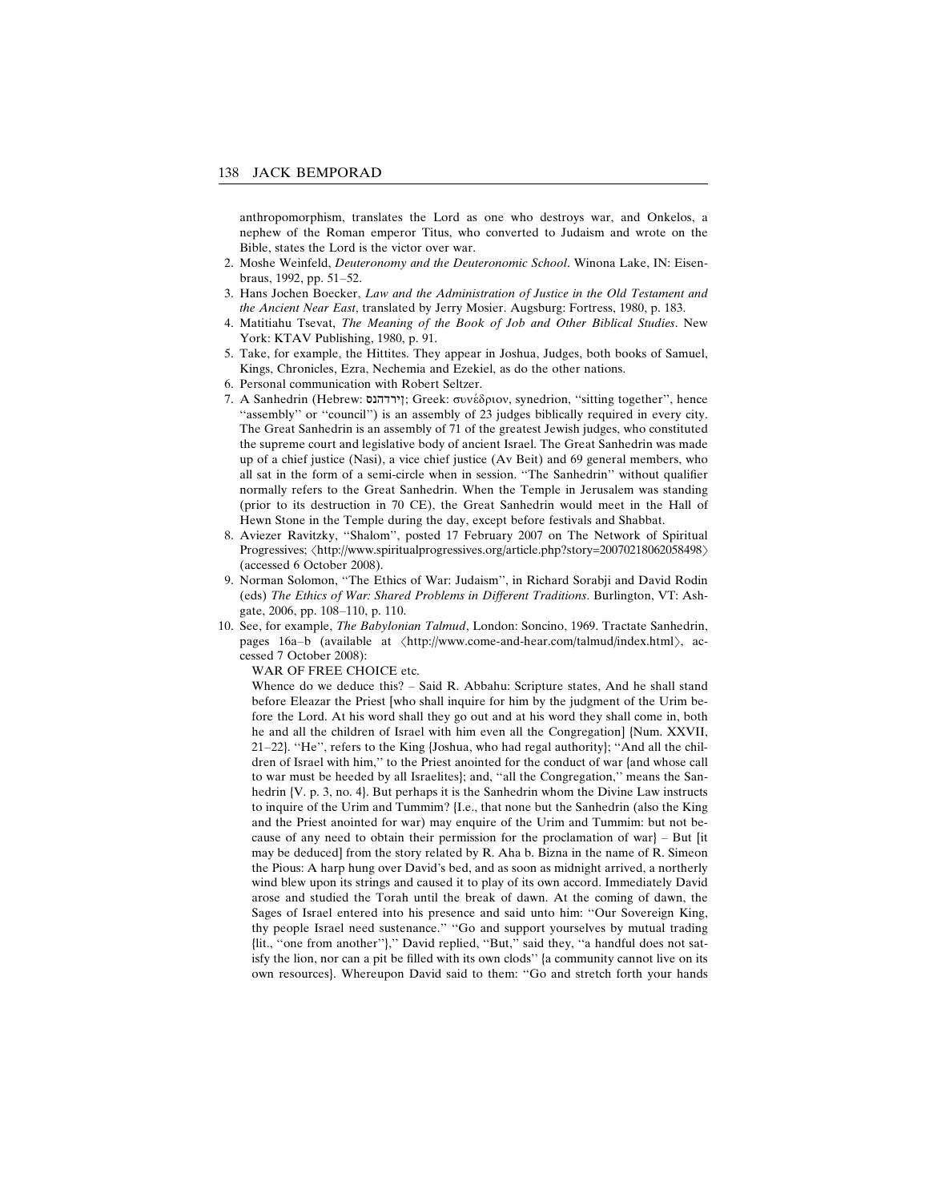anthropomorphism, translates the Lord as one who destroys war, and Onkelos, a nephew of the Roman emperor Titus, who converted to Judaism and wrote on the Bible, states the Lord is the victor over war.

2. Moshe Weinfeld, *Deuteronomy and the Deuteronomic School*. Winona Lake, IN: Eisenbraus, 1992, pp. 51–52.
3. Hans Jochen Boecker, *Law and the Administration of Justice in the Old Testament and the Ancient Near East*, translated by Jerry Mosier. Augsburg: Fortress, 1980, p. 183.
4. Matitiahu Tsevat, *The Meaning of the Book of Job and Other Biblical Studies*. New York: KTAV Publishing, 1980, p. 91.
5. Take, for example, the Hittites. They appear in Joshua, Judges, both books of Samuel, Kings, Chronicles, Ezra, Nechemia and Ezekiel, as do the other nations.
6. Personal communication with Robert Seltzer.
7. A Sanhedrin (Hebrew: ןירדהנס; Greek: συνέδριον, synedrion, ''sitting together'', hence ''assembly'' or ''council'') is an assembly of 23 judges biblically required in every city. The Great Sanhedrin is an assembly of 71 of the greatest Jewish judges, who constituted the supreme court and legislative body of ancient Israel. The Great Sanhedrin was made up of a chief justice (Nasi), a vice chief justice (Av Beit) and 69 general members, who all sat in the form of a semi-circle when in session. ''The Sanhedrin'' without qualifier normally refers to the Great Sanhedrin. When the Temple in Jerusalem was standing (prior to its destruction in 70 CE), the Great Sanhedrin would meet in the Hall of Hewn Stone in the Temple during the day, except before festivals and Shabbat.
8. Aviezer Ravitzky, ''Shalom'', posted 17 February 2007 on The Network of Spiritual Progressives; ⟨http://www.spiritualprogressives.org/article.php?story=20070218062058498⟩ (accessed 6 October 2008).
9. Norman Solomon, ''The Ethics of War: Judaism'', in Richard Sorabji and David Rodin (eds) *The Ethics of War: Shared Problems in Different Traditions*. Burlington, VT: Ashgate, 2006, pp. 108–110, p. 110.
10. See, for example, *The Babylonian Talmud*, London: Soncino, 1969. Tractate Sanhedrin, pages 16a–b (available at ⟨http://www.come-and-hear.com/talmud/index.html⟩, accessed 7 October 2008):

    WAR OF FREE CHOICE etc.

    Whence do we deduce this? – Said R. Abbahu: Scripture states, And he shall stand before Eleazar the Priest [who shall inquire for him by the judgment of the Urim before the Lord. At his word shall they go out and at his word they shall come in, both he and all the children of Israel with him even all the Congregation] {Num. XXVII, 21–22}. ''He'', refers to the King {Joshua, who had regal authority}; ''And all the children of Israel with him,'' to the Priest anointed for the conduct of war {and whose call to war must be heeded by all Israelites}; and, ''all the Congregation,'' means the Sanhedrin {V. p. 3, no. 4}. But perhaps it is the Sanhedrin whom the Divine Law instructs to inquire of the Urim and Tummim? {I.e., that none but the Sanhedrin (also the King and the Priest anointed for war) may enquire of the Urim and Tummim: but not because of any need to obtain their permission for the proclamation of war} – But [it may be deduced] from the story related by R. Aha b. Bizna in the name of R. Simeon the Pious: A harp hung over David's bed, and as soon as midnight arrived, a northerly wind blew upon its strings and caused it to play of its own accord. Immediately David arose and studied the Torah until the break of dawn. At the coming of dawn, the Sages of Israel entered into his presence and said unto him: ''Our Sovereign King, thy people Israel need sustenance.'' ''Go and support yourselves by mutual trading {lit., ''one from another''},'' David replied, ''But,'' said they, ''a handful does not satisfy the lion, nor can a pit be filled with its own clods'' {a community cannot live on its own resources}. Whereupon David said to them: ''Go and stretch forth your hands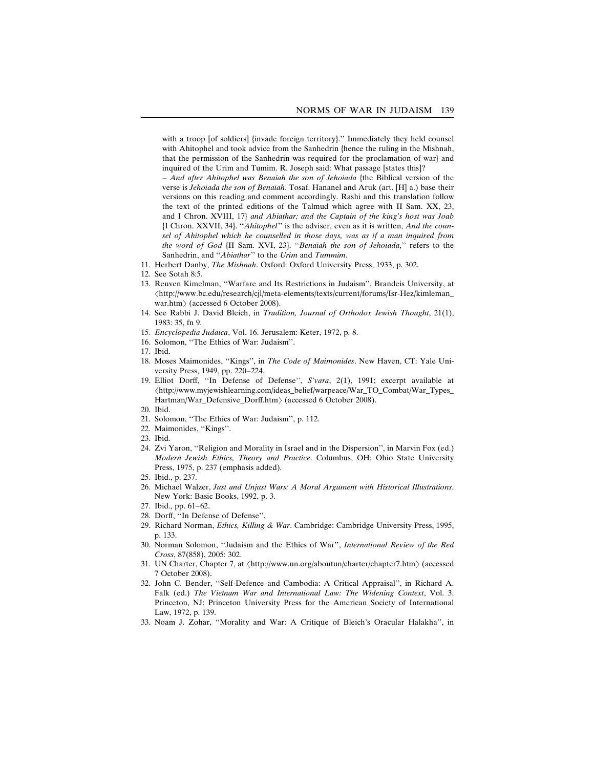with a troop [of soldiers] {invade foreign territory}.'' Immediately they held counsel with Ahitophel and took advice from the Sanhedrin {hence the ruling in the Mishnah, that the permission of the Sanhedrin was required for the proclamation of war} and inquired of the Urim and Tumim. R. Joseph said: What passage [states this]?

– *And after Ahitophel was Benaiah the son of Jehoiada* {the Biblical version of the verse is *Jehoiada the son of Benaiah*. Tosaf. Hananel and Aruk (art. [H] a.) base their versions on this reading and comment accordingly. Rashi and this translation follow the text of the printed editions of the Talmud which agree with II Sam. XX, 23, and I Chron. XVIII, 17} *and Abiathar; and the Captain of the king's host was Joab* {I Chron. XXVII, 34}. ''*Ahitophel*'' is the adviser, even as it is written, *And the counsel of Ahitophel which he counselled in those days, was as if a man inquired from the word of God* {II Sam. XVI, 23}. ''*Benaiah the son of Jehoiada*,'' refers to the Sanhedrin, and ''*Abiathar*'' to the *Urim* and *Tummim*.

11. Herbert Danby, *The Mishnah*. Oxford: Oxford University Press, 1933, p. 302.
12. See Sotah 8:5.
13. Reuven Kimelman, ''Warfare and Its Restrictions in Judaism'', Brandeis University, at ⟨http://www.bc.edu/research/cjl/meta-elements/texts/current/forums/Isr-Hez/kimleman_war.htm⟩ (accessed 6 October 2008).
14. See Rabbi J. David Bleich, in *Tradition, Journal of Orthodox Jewish Thought*, 21(1), 1983: 35, fn 9.
15. *Encyclopedia Judaica*, Vol. 16. Jerusalem: Keter, 1972, p. 8.
16. Solomon, ''The Ethics of War: Judaism''.
17. Ibid.
18. Moses Maimonides, ''Kings'', in *The Code of Maimonides*. New Haven, CT: Yale University Press, 1949, pp. 220–224.
19. Elliot Dorff, ''In Defense of Defense'', *S'vara*, 2(1), 1991; excerpt available at ⟨http://www.myjewishlearning.com/ideas_belief/warpeace/War_TO_Combat/War_Types_Hartman/War_Defensive_Dorff.htm⟩ (accessed 6 October 2008).
20. Ibid.
21. Solomon, ''The Ethics of War: Judaism'', p. 112.
22. Maimonides, ''Kings''.
23. Ibid.
24. Zvi Yaron, ''Religion and Morality in Israel and in the Dispersion'', in Marvin Fox (ed.) *Modern Jewish Ethics, Theory and Practice*. Columbus, OH: Ohio State University Press, 1975, p. 237 (emphasis added).
25. Ibid., p. 237.
26. Michael Walzer, *Just and Unjust Wars: A Moral Argument with Historical Illustrations*. New York: Basic Books, 1992, p. 3.
27. Ibid., pp. 61–62.
28. Dorff, ''In Defense of Defense''.
29. Richard Norman, *Ethics, Killing & War*. Cambridge: Cambridge University Press, 1995, p. 133.
30. Norman Solomon, ''Judaism and the Ethics of War'', *International Review of the Red Cross*, 87(858), 2005: 302.
31. UN Charter, Chapter 7, at ⟨http://www.un.org/aboutun/charter/chapter7.htm⟩ (accessed 7 October 2008).
32. John C. Bender, ''Self-Defence and Cambodia: A Critical Appraisal'', in Richard A. Falk (ed.) *The Vietnam War and International Law: The Widening Context*, Vol. 3. Princeton, NJ: Princeton University Press for the American Society of International Law, 1972, p. 139.
33. Noam J. Zohar, ''Morality and War: A Critique of Bleich's Oracular Halakha'', in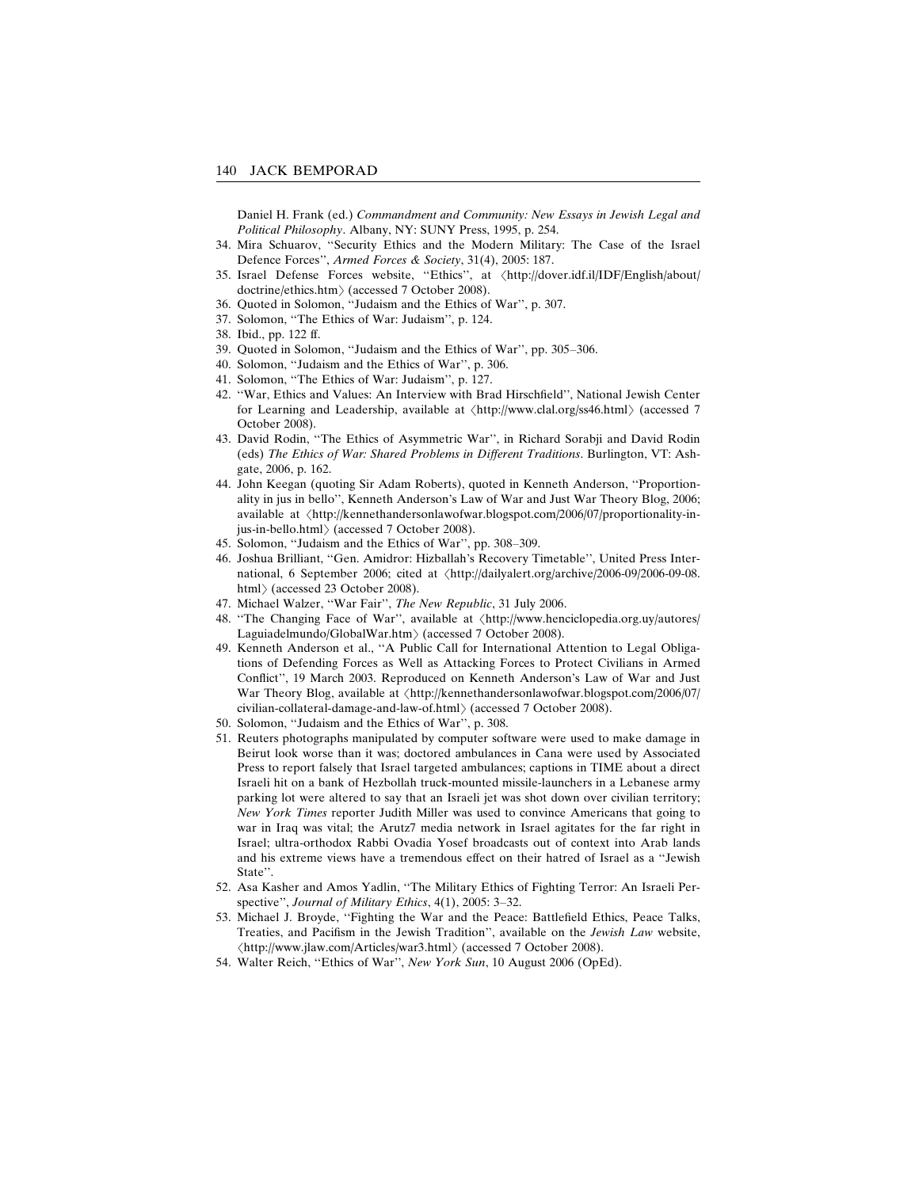Daniel H. Frank (ed.) *Commandment and Community: New Essays in Jewish Legal and Political Philosophy*. Albany, NY: SUNY Press, 1995, p. 254.

34. Mira Schuarov, ''Security Ethics and the Modern Military: The Case of the Israel Defence Forces'', *Armed Forces & Society*, 31(4), 2005: 187.
35. Israel Defense Forces website, ''Ethics'', at ⟨http://dover.idf.il/IDF/English/about/doctrine/ethics.htm⟩ (accessed 7 October 2008).
36. Quoted in Solomon, ''Judaism and the Ethics of War'', p. 307.
37. Solomon, ''The Ethics of War: Judaism'', p. 124.
38. Ibid., pp. 122 ff.
39. Quoted in Solomon, ''Judaism and the Ethics of War'', pp. 305–306.
40. Solomon, ''Judaism and the Ethics of War'', p. 306.
41. Solomon, ''The Ethics of War: Judaism'', p. 127.
42. ''War, Ethics and Values: An Interview with Brad Hirschfield'', National Jewish Center for Learning and Leadership, available at ⟨http://www.clal.org/ss46.html⟩ (accessed 7 October 2008).
43. David Rodin, ''The Ethics of Asymmetric War'', in Richard Sorabji and David Rodin (eds) *The Ethics of War: Shared Problems in Different Traditions*. Burlington, VT: Ashgate, 2006, p. 162.
44. John Keegan (quoting Sir Adam Roberts), quoted in Kenneth Anderson, ''Proportionality in jus in bello'', Kenneth Anderson's Law of War and Just War Theory Blog, 2006; available at ⟨http://kennethandersonlawofwar.blogspot.com/2006/07/proportionality-in-jus-in-bello.html⟩ (accessed 7 October 2008).
45. Solomon, ''Judaism and the Ethics of War'', pp. 308–309.
46. Joshua Brilliant, ''Gen. Amidror: Hizballah's Recovery Timetable'', United Press International, 6 September 2006; cited at ⟨http://dailyalert.org/archive/2006-09/2006-09-08.html⟩ (accessed 23 October 2008).
47. Michael Walzer, ''War Fair'', *The New Republic*, 31 July 2006.
48. ''The Changing Face of War'', available at ⟨http://www.henciclopedia.org.uy/autores/Laguiadelmundo/GlobalWar.htm⟩ (accessed 7 October 2008).
49. Kenneth Anderson et al., ''A Public Call for International Attention to Legal Obligations of Defending Forces as Well as Attacking Forces to Protect Civilians in Armed Conflict'', 19 March 2003. Reproduced on Kenneth Anderson's Law of War and Just War Theory Blog, available at ⟨http://kennethandersonlawofwar.blogspot.com/2006/07/civilian-collateral-damage-and-law-of.html⟩ (accessed 7 October 2008).
50. Solomon, ''Judaism and the Ethics of War'', p. 308.
51. Reuters photographs manipulated by computer software were used to make damage in Beirut look worse than it was; doctored ambulances in Cana were used by Associated Press to report falsely that Israel targeted ambulances; captions in TIME about a direct Israeli hit on a bank of Hezbollah truck-mounted missile-launchers in a Lebanese army parking lot were altered to say that an Israeli jet was shot down over civilian territory; *New York Times* reporter Judith Miller was used to convince Americans that going to war in Iraq was vital; the Arutz7 media network in Israel agitates for the far right in Israel; ultra-orthodox Rabbi Ovadia Yosef broadcasts out of context into Arab lands and his extreme views have a tremendous effect on their hatred of Israel as a ''Jewish State''.
52. Asa Kasher and Amos Yadlin, ''The Military Ethics of Fighting Terror: An Israeli Perspective'', *Journal of Military Ethics*, 4(1), 2005: 3–32.
53. Michael J. Broyde, ''Fighting the War and the Peace: Battlefield Ethics, Peace Talks, Treaties, and Pacifism in the Jewish Tradition'', available on the *Jewish Law* website, ⟨http://www.jlaw.com/Articles/war3.html⟩ (accessed 7 October 2008).
54. Walter Reich, ''Ethics of War'', *New York Sun*, 10 August 2006 (OpEd).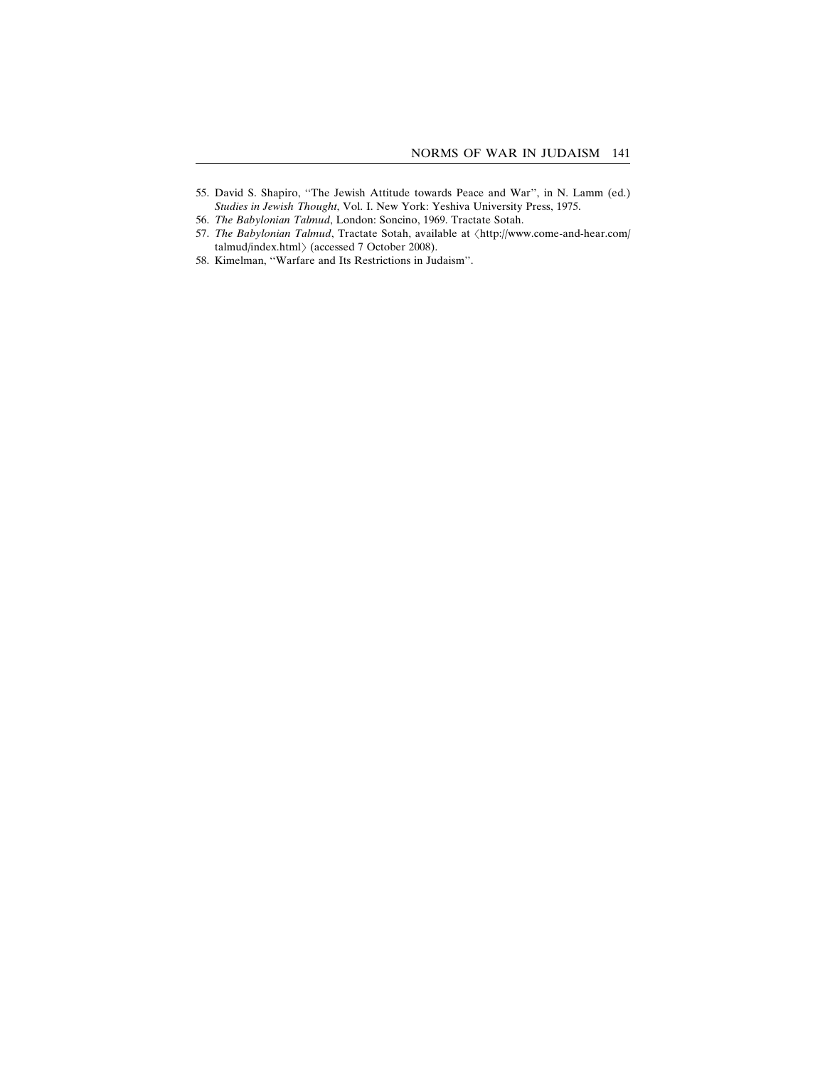55. David S. Shapiro, ''The Jewish Attitude towards Peace and War'', in N. Lamm (ed.) *Studies in Jewish Thought*, Vol. I. New York: Yeshiva University Press, 1975.
56. *The Babylonian Talmud*, London: Soncino, 1969. Tractate Sotah.
57. *The Babylonian Talmud*, Tractate Sotah, available at ⟨http://www.come-and-hear.com/talmud/index.html⟩ (accessed 7 October 2008).
58. Kimelman, ''Warfare and Its Restrictions in Judaism''.